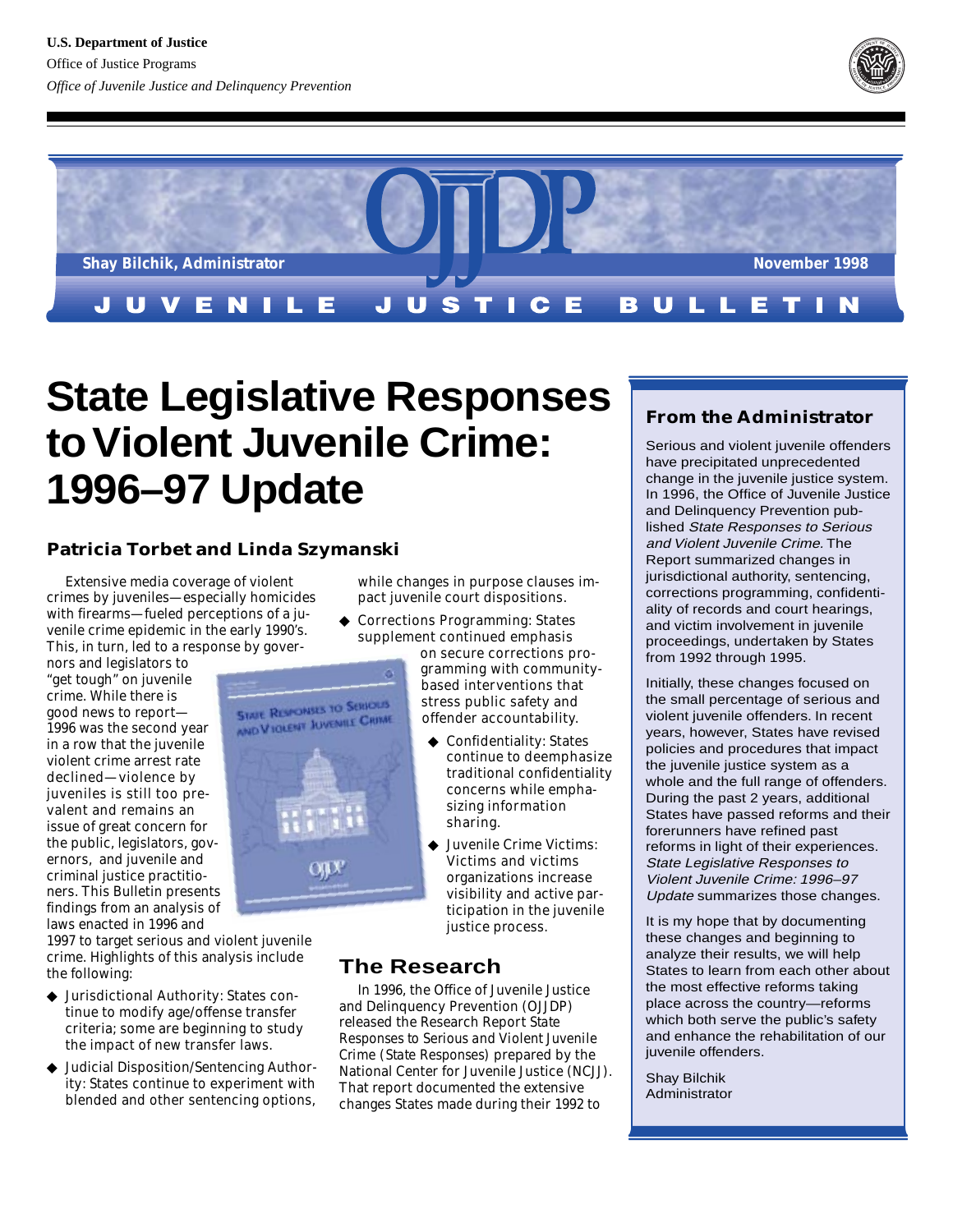U.S. Department of Justice

Office of Justice Programs

*Office of Juvenile Justice and Delinquency Prevention*

OJJDP

Shay Bilchik, Administrator

November 1998

JUVENILE JUSTICE BULLETIN

# State Legislative Responses to Violent Juvenile Crime: 1996–97 Update

### Patricia Torbet and Linda Szymanski

Extensive media coverage of violent crimes by juveniles—especially homicides with firearms—fueled perceptions of a juvenile crime epidemic in the early 1990's. This, in turn, led to a response by governors and legislators to "get tough" on juvenile crime. While there is good news to report—1996 was the second year in a row that the juvenile violent crime arrest rate declined—violence by juveniles is still too prevalent and remains an issue of great concern for the public, legislators, governors, and juvenile and criminal justice practitioners. This Bulletin presents findings from an analysis of laws enacted in 1996 and 1997 to target serious and violent juvenile crime. Highlights of this analysis include the following:

- Jurisdictional Authority: States continue to modify age/offense transfer criteria; some are beginning to study the impact of new transfer laws.
- Judicial Disposition/Sentencing Authority: States continue to experiment with blended and other sentencing options, while changes in purpose clauses impact juvenile court dispositions.
- Corrections Programming: States supplement continued emphasis on secure corrections programming with community-based interventions that stress public safety and offender accountability.
- Confidentiality: States continue to deemphasize traditional confidentiality concerns while emphasizing information sharing.
- Juvenile Crime Victims: Victims and victims organizations increase visibility and active participation in the juvenile justice process.

## The Research

In 1996, the Office of Juvenile Justice and Delinquency Prevention (OJJDP) released the Research Report *State Responses to Serious and Violent Juvenile Crime* (*State Responses*) prepared by the National Center for Juvenile Justice (NCJJ). That report documented the extensive changes States made during their 1992 to

### From the Administrator

Serious and violent juvenile offenders have precipitated unprecedented change in the juvenile justice system. In 1996, the Office of Juvenile Justice and Delinquency Prevention published *State Responses to Serious and Violent Juvenile Crime.* The Report summarized changes in jurisdictional authority, sentencing, corrections programming, confidentiality of records and court hearings, and victim involvement in juvenile proceedings, undertaken by States from 1992 through 1995.

Initially, these changes focused on the small percentage of serious and violent juvenile offenders. In recent years, however, States have revised policies and procedures that impact the juvenile justice system as a whole and the full range of offenders. During the past 2 years, additional States have passed reforms and their forerunners have refined past reforms in light of their experiences. *State Legislative Responses to Violent Juvenile Crime: 1996–97 Update* summarizes those changes.

It is my hope that by documenting these changes and beginning to analyze their results, we will help States to learn from each other about the most effective reforms taking place across the country—reforms which both serve the public's safety and enhance the rehabilitation of our juvenile offenders.

Shay Bilchik
Administrator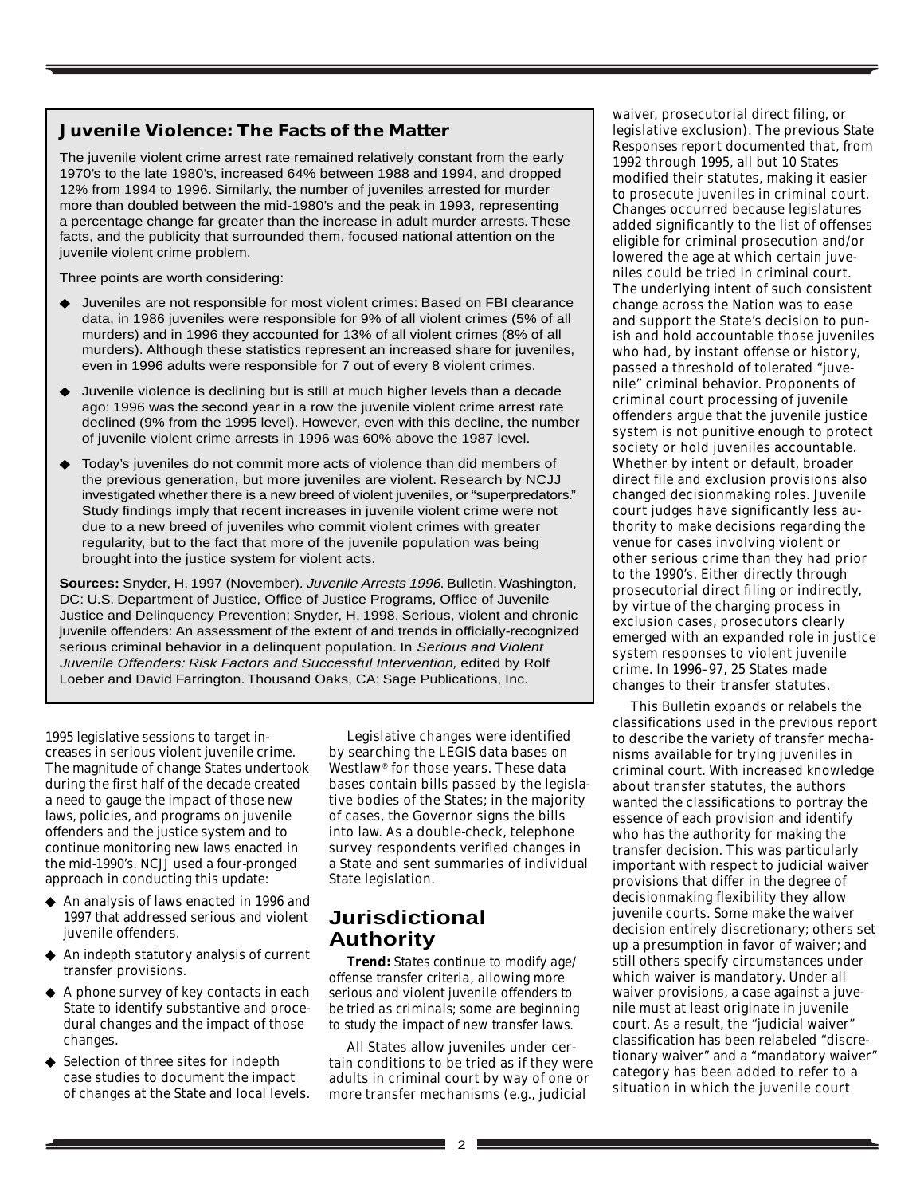## Juvenile Violence: The Facts of the Matter

The juvenile violent crime arrest rate remained relatively constant from the early 1970's to the late 1980's, increased 64% between 1988 and 1994, and dropped 12% from 1994 to 1996. Similarly, the number of juveniles arrested for murder more than doubled between the mid-1980's and the peak in 1993, representing a percentage change far greater than the increase in adult murder arrests. These facts, and the publicity that surrounded them, focused national attention on the juvenile violent crime problem.

Three points are worth considering:

- Juveniles are not responsible for most violent crimes: Based on FBI clearance data, in 1986 juveniles were responsible for 9% of all violent crimes (5% of all murders) and in 1996 they accounted for 13% of all violent crimes (8% of all murders). Although these statistics represent an increased share for juveniles, even in 1996 adults were responsible for 7 out of every 8 violent crimes.
- Juvenile violence is declining but is still at much higher levels than a decade ago: 1996 was the second year in a row the juvenile violent crime arrest rate declined (9% from the 1995 level). However, even with this decline, the number of juvenile violent crime arrests in 1996 was 60% above the 1987 level.
- Today's juveniles do not commit more acts of violence than did members of the previous generation, but more juveniles are violent. Research by NCJJ investigated whether there is a new breed of violent juveniles, or "superpredators." Study findings imply that recent increases in juvenile violent crime were not due to a new breed of juveniles who commit violent crimes with greater regularity, but to the fact that more of the juvenile population was being brought into the justice system for violent acts.

**Sources:** Snyder, H. 1997 (November). *Juvenile Arrests 1996.* Bulletin. Washington, DC: U.S. Department of Justice, Office of Justice Programs, Office of Juvenile Justice and Delinquency Prevention; Snyder, H. 1998. Serious, violent and chronic juvenile offenders: An assessment of the extent of and trends in officially-recognized serious criminal behavior in a delinquent population. In *Serious and Violent Juvenile Offenders: Risk Factors and Successful Intervention,* edited by Rolf Loeber and David Farrington. Thousand Oaks, CA: Sage Publications, Inc.

1995 legislative sessions to target increases in serious violent juvenile crime. The magnitude of change States undertook during the first half of the decade created a need to gauge the impact of those new laws, policies, and programs on juvenile offenders and the justice system and to continue monitoring new laws enacted in the mid-1990's. NCJJ used a four-pronged approach in conducting this update:

- An analysis of laws enacted in 1996 and 1997 that addressed serious and violent juvenile offenders.
- An indepth statutory analysis of current transfer provisions.
- A phone survey of key contacts in each State to identify substantive and procedural changes and the impact of those changes.
- Selection of three sites for indepth case studies to document the impact of changes at the State and local levels.

Legislative changes were identified by searching the LEGIS data bases on Westlaw® for those years. These data bases contain bills passed by the legislative bodies of the States; in the majority of cases, the Governor signs the bills into law. As a double-check, telephone survey respondents verified changes in a State and sent summaries of individual State legislation.

## Jurisdictional Authority

***Trend:*** *States continue to modify age/offense transfer criteria, allowing more serious and violent juvenile offenders to be tried as criminals; some are beginning to study the impact of new transfer laws.*

All States allow juveniles under certain conditions to be tried as if they were adults in criminal court by way of one or more transfer mechanisms (e.g., judicial waiver, prosecutorial direct filing, or legislative exclusion). The previous State Responses report documented that, from 1992 through 1995, all but 10 States modified their statutes, making it easier to prosecute juveniles in criminal court. Changes occurred because legislatures added significantly to the list of offenses eligible for criminal prosecution and/or lowered the age at which certain juveniles could be tried in criminal court. The underlying intent of such consistent change across the Nation was to ease and support the State's decision to punish and hold accountable those juveniles who had, by instant offense or history, passed a threshold of tolerated "juvenile" criminal behavior. Proponents of criminal court processing of juvenile offenders argue that the juvenile justice system is not punitive enough to protect society or hold juveniles accountable. Whether by intent or default, broader direct file and exclusion provisions also changed decisionmaking roles. Juvenile court judges have significantly less authority to make decisions regarding the venue for cases involving violent or other serious crime than they had prior to the 1990's. Either directly through prosecutorial direct filing or indirectly, by virtue of the charging process in exclusion cases, prosecutors clearly emerged with an expanded role in justice system responses to violent juvenile crime. In 1996–97, 25 States made changes to their transfer statutes.

This Bulletin expands or relabels the classifications used in the previous report to describe the variety of transfer mechanisms available for trying juveniles in criminal court. With increased knowledge about transfer statutes, the authors wanted the classifications to portray the essence of each provision and identify who has the authority for making the transfer decision. This was particularly important with respect to judicial waiver provisions that differ in the degree of decisionmaking flexibility they allow juvenile courts. Some make the waiver decision entirely discretionary; others set up a presumption in favor of waiver; and still others specify circumstances under which waiver is mandatory. Under all waiver provisions, a case against a juvenile must at least originate in juvenile court. As a result, the "judicial waiver" classification has been relabeled "discretionary waiver" and a "mandatory waiver" category has been added to refer to a situation in which the juvenile court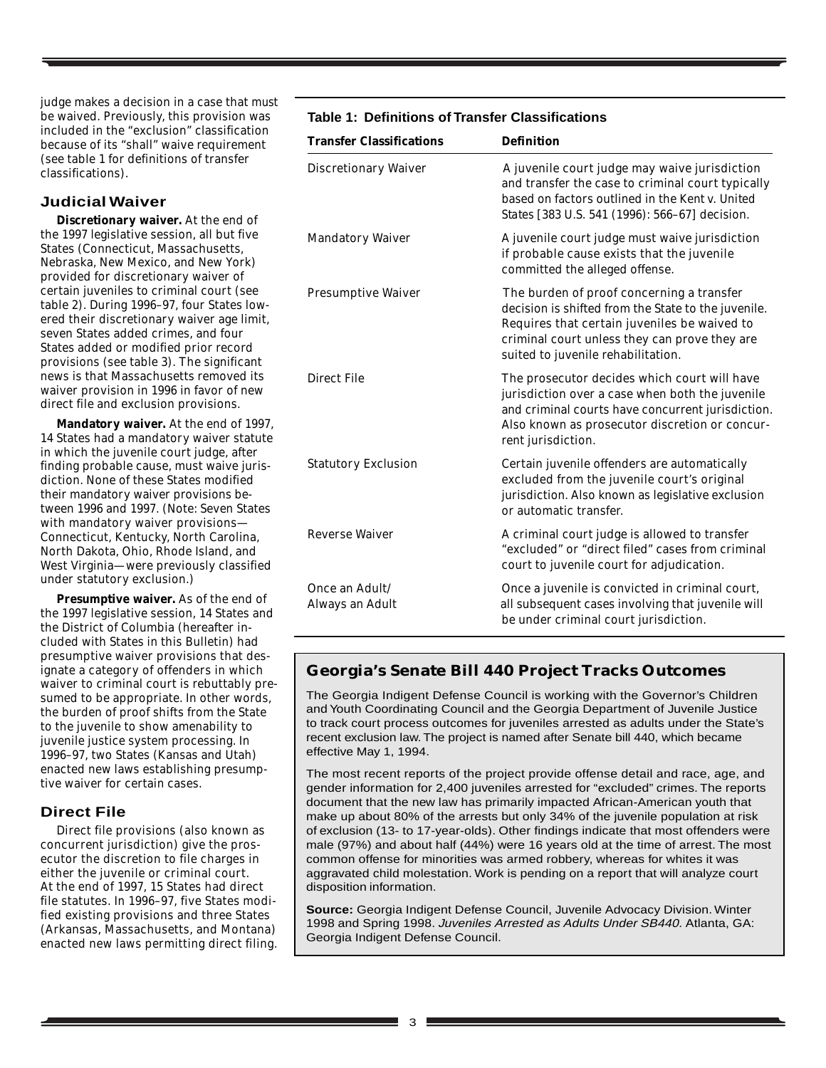judge makes a decision in a case that must be waived. Previously, this provision was included in the "exclusion" classification because of its "shall" waive requirement (see table 1 for definitions of transfer classifications).

## Judicial Waiver

**Discretionary waiver.** At the end of the 1997 legislative session, all but five States (Connecticut, Massachusetts, Nebraska, New Mexico, and New York) provided for discretionary waiver of certain juveniles to criminal court (see table 2). During 1996–97, four States lowered their discretionary waiver age limit, seven States added crimes, and four States added or modified prior record provisions (see table 3). The significant news is that Massachusetts removed its waiver provision in 1996 in favor of new direct file and exclusion provisions.

**Mandatory waiver.** At the end of 1997, 14 States had a mandatory waiver statute in which the juvenile court judge, after finding probable cause, must waive jurisdiction. None of these States modified their mandatory waiver provisions between 1996 and 1997. (Note: Seven States with mandatory waiver provisions—Connecticut, Kentucky, North Carolina, North Dakota, Ohio, Rhode Island, and West Virginia—were previously classified under statutory exclusion.)

**Presumptive waiver.** As of the end of the 1997 legislative session, 14 States and the District of Columbia (hereafter included with States in this Bulletin) had presumptive waiver provisions that designate a category of offenders in which waiver to criminal court is rebuttably presumed to be appropriate. In other words, the burden of proof shifts from the State to the juvenile to show amenability to juvenile justice system processing. In 1996–97, two States (Kansas and Utah) enacted new laws establishing presumptive waiver for certain cases.

## Direct File

Direct file provisions (also known as concurrent jurisdiction) give the prosecutor the discretion to file charges in either the juvenile or criminal court. At the end of 1997, 15 States had direct file statutes. In 1996–97, five States modified existing provisions and three States (Arkansas, Massachusetts, and Montana) enacted new laws permitting direct filing.

**Table 1: Definitions of Transfer Classifications**

| Transfer Classifications | Definition |
|---|---|
| Discretionary Waiver | A juvenile court judge may waive jurisdiction and transfer the case to criminal court typically based on factors outlined in the *Kent* v. *United States* [383 U.S. 541 (1996): 566–67] decision. |
| Mandatory Waiver | A juvenile court judge must waive jurisdiction if probable cause exists that the juvenile committed the alleged offense. |
| Presumptive Waiver | The burden of proof concerning a transfer decision is shifted from the State to the juvenile. Requires that certain juveniles be waived to criminal court unless they can prove they are suited to juvenile rehabilitation. |
| Direct File | The prosecutor decides which court will have jurisdiction over a case when both the juvenile and criminal courts have concurrent jurisdiction. Also known as prosecutor discretion or concurrent jurisdiction. |
| Statutory Exclusion | Certain juvenile offenders are automatically excluded from the juvenile court's original jurisdiction. Also known as legislative exclusion or automatic transfer. |
| Reverse Waiver | A criminal court judge is allowed to transfer "excluded" or "direct filed" cases from criminal court to juvenile court for adjudication. |
| Once an Adult/ Always an Adult | Once a juvenile is convicted in criminal court, all subsequent cases involving that juvenile will be under criminal court jurisdiction. |

## Georgia's Senate Bill 440 Project Tracks Outcomes

The Georgia Indigent Defense Council is working with the Governor's Children and Youth Coordinating Council and the Georgia Department of Juvenile Justice to track court process outcomes for juveniles arrested as adults under the State's recent exclusion law. The project is named after Senate bill 440, which became effective May 1, 1994.

The most recent reports of the project provide offense detail and race, age, and gender information for 2,400 juveniles arrested for "excluded" crimes. The reports document that the new law has primarily impacted African-American youth that make up about 80% of the arrests but only 34% of the juvenile population at risk of exclusion (13- to 17-year-olds). Other findings indicate that most offenders were male (97%) and about half (44%) were 16 years old at the time of arrest. The most common offense for minorities was armed robbery, whereas for whites it was aggravated child molestation. Work is pending on a report that will analyze court disposition information.

**Source:** Georgia Indigent Defense Council, Juvenile Advocacy Division. Winter 1998 and Spring 1998. *Juveniles Arrested as Adults Under SB440.* Atlanta, GA: Georgia Indigent Defense Council.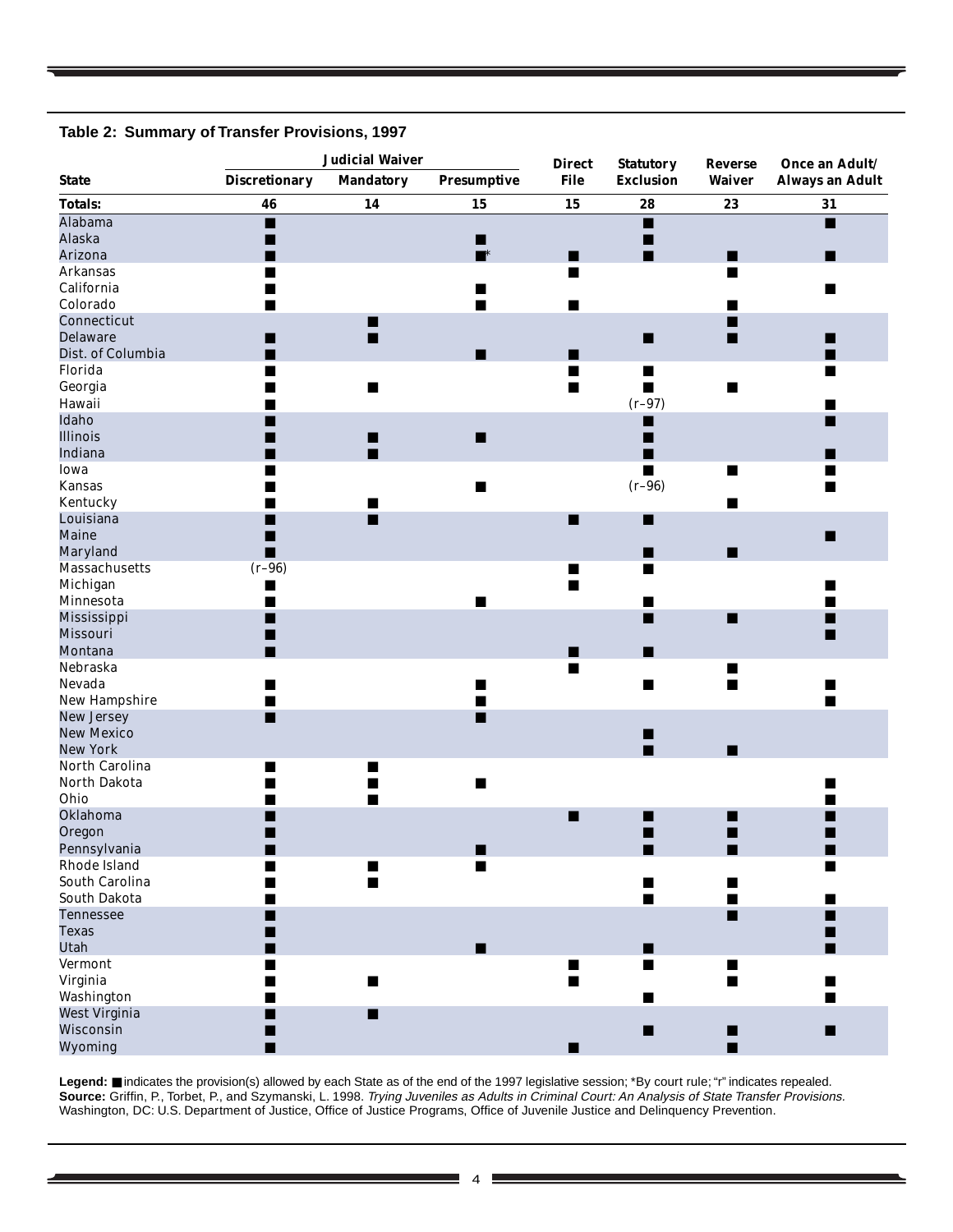**Table 2: Summary of Transfer Provisions, 1997**

| State | Judicial Waiver | | | Direct File | Statutory Exclusion | Reverse Waiver | Once an Adult/ Always an Adult |
|---|---|---|---|---|---|---|---|
| | Discretionary | Mandatory | Presumptive | | | | |
| **Totals:** | **46** | **14** | **15** | **15** | **28** | **23** | **31** |
| Alabama | ■ | | | | ■ | | ■ |
| Alaska | ■ | | ■ | | ■ | | |
| Arizona | ■ | | ■* | ■ | ■ | ■ | ■ |
| Arkansas | ■ | | | ■ | | ■ | |
| California | ■ | | ■ | | | | ■ |
| Colorado | ■ | | ■ | ■ | | ■ | |
| Connecticut | | ■ | | | | ■ | |
| Delaware | ■ | ■ | | | ■ | ■ | ■ |
| Dist. of Columbia | ■ | | ■ | ■ | | | ■ |
| Florida | ■ | | | ■ | ■ | | ■ |
| Georgia | ■ | ■ | | ■ | ■ | ■ | |
| Hawaii | ■ | | | | (r–97) | | ■ |
| Idaho | ■ | | | | ■ | | ■ |
| Illinois | ■ | ■ | ■ | | ■ | | |
| Indiana | ■ | ■ | | | ■ | | ■ |
| Iowa | ■ | | | | ■ | ■ | ■ |
| Kansas | ■ | | ■ | | (r–96) | | ■ |
| Kentucky | ■ | ■ | | | | ■ | |
| Louisiana | ■ | ■ | | ■ | ■ | | |
| Maine | ■ | | | | | | ■ |
| Maryland | ■ | | | | ■ | ■ | |
| Massachusetts | (r–96) | | | ■ | ■ | | |
| Michigan | ■ | | | ■ | | | ■ |
| Minnesota | ■ | | ■ | | ■ | | ■ |
| Mississippi | ■ | | | | ■ | ■ | ■ |
| Missouri | ■ | | | | | | ■ |
| Montana | ■ | | | ■ | ■ | | |
| Nebraska | | | | ■ | | ■ | |
| Nevada | ■ | | ■ | | ■ | ■ | ■ |
| New Hampshire | ■ | | ■ | | | | ■ |
| New Jersey | ■ | | ■ | | | | |
| New Mexico | | | | | ■ | | |
| New York | | | | | ■ | ■ | |
| North Carolina | ■ | ■ | | | | | |
| North Dakota | ■ | ■ | ■ | | | | ■ |
| Ohio | ■ | ■ | | | | | ■ |
| Oklahoma | ■ | | | ■ | ■ | ■ | ■ |
| Oregon | ■ | | | | ■ | ■ | ■ |
| Pennsylvania | ■ | | ■ | | ■ | ■ | ■ |
| Rhode Island | ■ | ■ | ■ | | | | ■ |
| South Carolina | ■ | ■ | | | ■ | ■ | |
| South Dakota | ■ | | | | ■ | ■ | ■ |
| Tennessee | ■ | | | | | ■ | ■ |
| Texas | ■ | | | | | | ■ |
| Utah | ■ | | ■ | | ■ | | ■ |
| Vermont | ■ | | | ■ | ■ | ■ | |
| Virginia | ■ | ■ | | ■ | | ■ | ■ |
| Washington | ■ | | | | ■ | | ■ |
| West Virginia | ■ | ■ | | | | | |
| Wisconsin | ■ | | | | ■ | ■ | ■ |
| Wyoming | ■ | | | ■ | | ■ | |

**Legend:** ■ indicates the provision(s) allowed by each State as of the end of the 1997 legislative session; *By court rule; "r" indicates repealed.
**Source:** Griffin, P., Torbet, P., and Szymanski, L. 1998. *Trying Juveniles as Adults in Criminal Court: An Analysis of State Transfer Provisions.* Washington, DC: U.S. Department of Justice, Office of Justice Programs, Office of Juvenile Justice and Delinquency Prevention.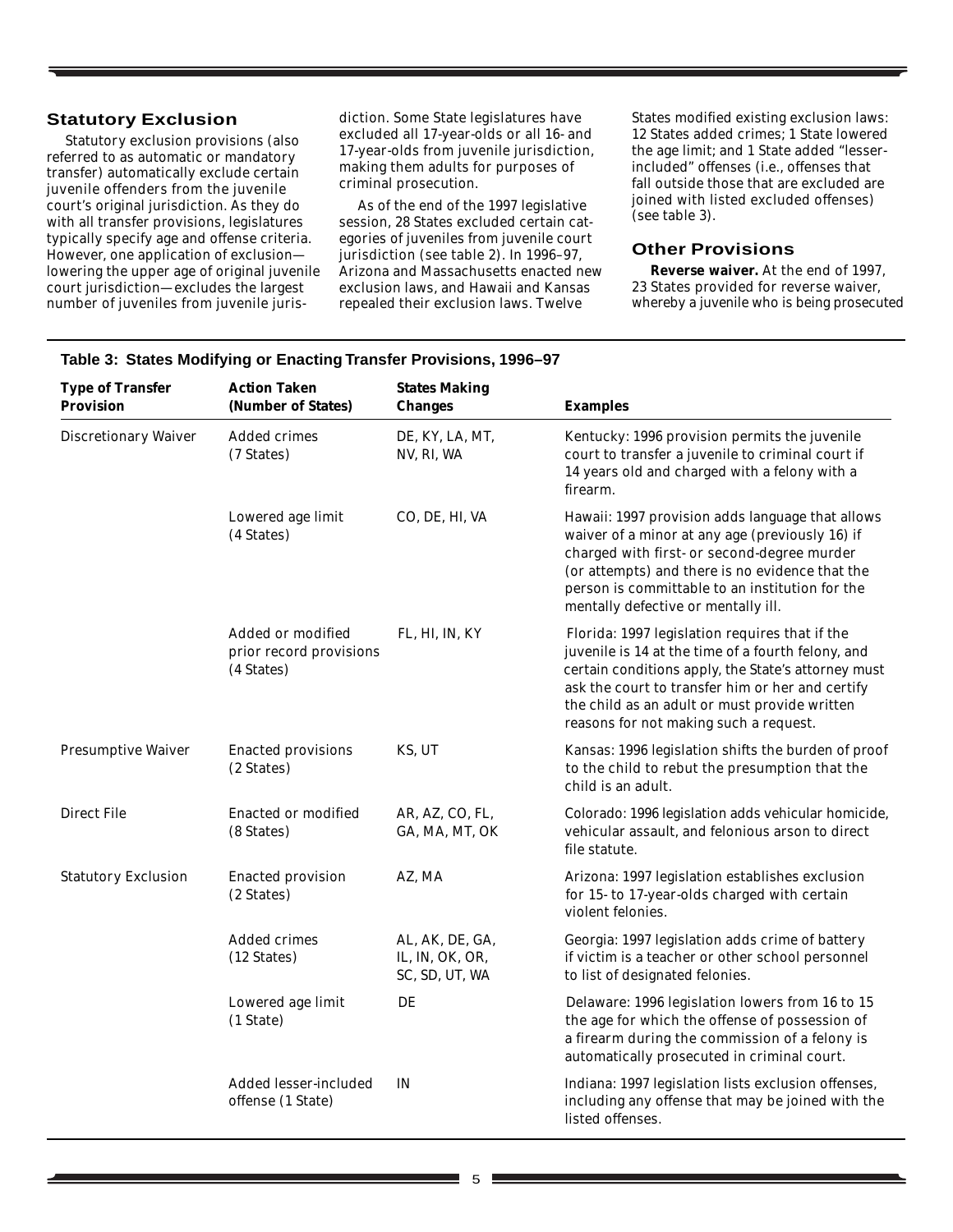## Statutory Exclusion

Statutory exclusion provisions (also referred to as automatic or mandatory transfer) automatically exclude certain juvenile offenders from the juvenile court's original jurisdiction. As they do with all transfer provisions, legislatures typically specify age and offense criteria. However, one application of exclusion—lowering the upper age of original juvenile court jurisdiction—excludes the largest number of juveniles from juvenile jurisdiction. Some State legislatures have excluded all 17-year-olds or all 16- and 17-year-olds from juvenile jurisdiction, making them adults for purposes of criminal prosecution.

As of the end of the 1997 legislative session, 28 States excluded certain categories of juveniles from juvenile court jurisdiction (see table 2). In 1996–97, Arizona and Massachusetts enacted new exclusion laws, and Hawaii and Kansas repealed their exclusion laws. Twelve States modified existing exclusion laws: 12 States added crimes; 1 State lowered the age limit; and 1 State added "lesser-included" offenses (i.e., offenses that fall outside those that are excluded are joined with listed excluded offenses) (see table 3).

## Other Provisions

**Reverse waiver.** At the end of 1997, 23 States provided for reverse waiver, whereby a juvenile who is being prosecuted

**Table 3: States Modifying or Enacting Transfer Provisions, 1996–97**

| Type of Transfer Provision | Action Taken (Number of States) | States Making Changes | Examples |
|---|---|---|---|
| Discretionary Waiver | Added crimes (7 States) | DE, KY, LA, MT, NV, RI, WA | Kentucky: 1996 provision permits the juvenile court to transfer a juvenile to criminal court if 14 years old and charged with a felony with a firearm. |
| | Lowered age limit (4 States) | CO, DE, HI, VA | Hawaii: 1997 provision adds language that allows waiver of a minor at any age (previously 16) if charged with first- or second-degree murder (or attempts) and there is no evidence that the person is committable to an institution for the mentally defective or mentally ill. |
| | Added or modified prior record provisions (4 States) | FL, HI, IN, KY | Florida: 1997 legislation requires that if the juvenile is 14 at the time of a fourth felony, and certain conditions apply, the State's attorney must ask the court to transfer him or her and certify the child as an adult or must provide written reasons for not making such a request. |
| Presumptive Waiver | Enacted provisions (2 States) | KS, UT | Kansas: 1996 legislation shifts the burden of proof to the child to rebut the presumption that the child is an adult. |
| Direct File | Enacted or modified (8 States) | AR, AZ, CO, FL, GA, MA, MT, OK | Colorado: 1996 legislation adds vehicular homicide, vehicular assault, and felonious arson to direct file statute. |
| Statutory Exclusion | Enacted provision (2 States) | AZ, MA | Arizona: 1997 legislation establishes exclusion for 15- to 17-year-olds charged with certain violent felonies. |
| | Added crimes (12 States) | AL, AK, DE, GA, IL, IN, OK, OR, SC, SD, UT, WA | Georgia: 1997 legislation adds crime of battery if victim is a teacher or other school personnel to list of designated felonies. |
| | Lowered age limit (1 State) | DE | Delaware: 1996 legislation lowers from 16 to 15 the age for which the offense of possession of a firearm during the commission of a felony is automatically prosecuted in criminal court. |
| | Added lesser-included offense (1 State) | IN | Indiana: 1997 legislation lists exclusion offenses, including any offense that may be joined with the listed offenses. |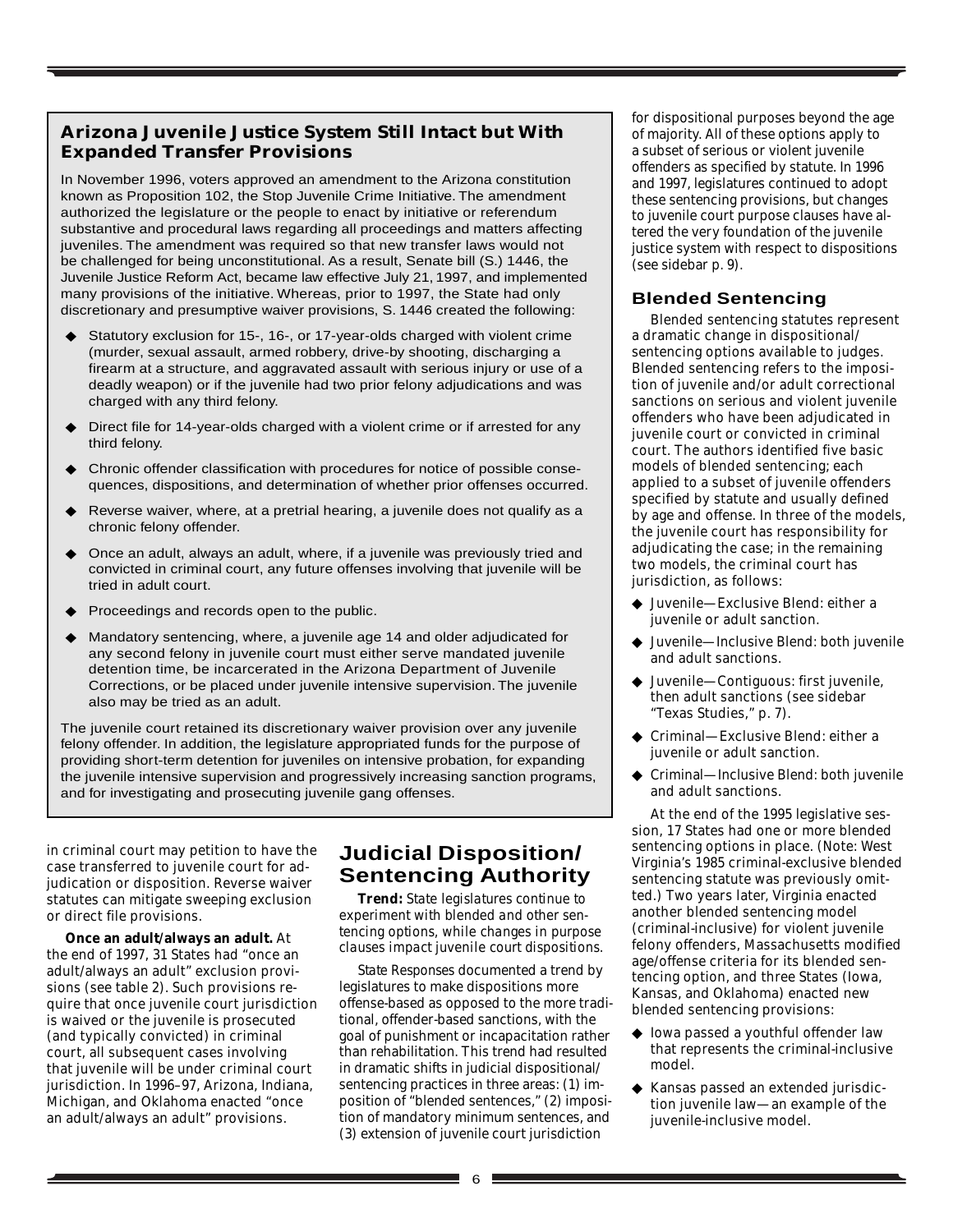### Arizona Juvenile Justice System Still Intact but With Expanded Transfer Provisions

In November 1996, voters approved an amendment to the Arizona constitution known as Proposition 102, the Stop Juvenile Crime Initiative. The amendment authorized the legislature or the people to enact by initiative or referendum substantive and procedural laws regarding all proceedings and matters affecting juveniles. The amendment was required so that new transfer laws would not be challenged for being unconstitutional. As a result, Senate bill (S.) 1446, the Juvenile Justice Reform Act, became law effective July 21, 1997, and implemented many provisions of the initiative. Whereas, prior to 1997, the State had only discretionary and presumptive waiver provisions, S. 1446 created the following:

- Statutory exclusion for 15-, 16-, or 17-year-olds charged with violent crime (murder, sexual assault, armed robbery, drive-by shooting, discharging a firearm at a structure, and aggravated assault with serious injury or use of a deadly weapon) or if the juvenile had two prior felony adjudications and was charged with any third felony.
- Direct file for 14-year-olds charged with a violent crime or if arrested for any third felony.
- Chronic offender classification with procedures for notice of possible consequences, dispositions, and determination of whether prior offenses occurred.
- Reverse waiver, where, at a pretrial hearing, a juvenile does not qualify as a chronic felony offender.
- Once an adult, always an adult, where, if a juvenile was previously tried and convicted in criminal court, any future offenses involving that juvenile will be tried in adult court.
- Proceedings and records open to the public.
- Mandatory sentencing, where, a juvenile age 14 and older adjudicated for any second felony in juvenile court must either serve mandated juvenile detention time, be incarcerated in the Arizona Department of Juvenile Corrections, or be placed under juvenile intensive supervision. The juvenile also may be tried as an adult.

The juvenile court retained its discretionary waiver provision over any juvenile felony offender. In addition, the legislature appropriated funds for the purpose of providing short-term detention for juveniles on intensive probation, for expanding the juvenile intensive supervision and progressively increasing sanction programs, and for investigating and prosecuting juvenile gang offenses.

in criminal court may petition to have the case transferred to juvenile court for adjudication or disposition. Reverse waiver statutes can mitigate sweeping exclusion or direct file provisions.

**Once an adult/always an adult.** At the end of 1997, 31 States had "once an adult/always an adult" exclusion provisions (see table 2). Such provisions require that once juvenile court jurisdiction is waived or the juvenile is prosecuted (and typically convicted) in criminal court, all subsequent cases involving that juvenile will be under criminal court jurisdiction. In 1996–97, Arizona, Indiana, Michigan, and Oklahoma enacted "once an adult/always an adult" provisions.

## Judicial Disposition/ Sentencing Authority

***Trend:*** *State legislatures continue to experiment with blended and other sentencing options, while changes in purpose clauses impact juvenile court dispositions.*

*State Responses* documented a trend by legislatures to make dispositions more offense-based as opposed to the more traditional, offender-based sanctions, with the goal of punishment or incapacitation rather than rehabilitation. This trend had resulted in dramatic shifts in judicial dispositional/ sentencing practices in three areas: (1) imposition of "blended sentences," (2) imposition of mandatory minimum sentences, and (3) extension of juvenile court jurisdiction for dispositional purposes beyond the age of majority. All of these options apply to a subset of serious or violent juvenile offenders as specified by statute. In 1996 and 1997, legislatures continued to adopt these sentencing provisions, but changes to juvenile court purpose clauses have altered the very foundation of the juvenile justice system with respect to dispositions (see sidebar p. 9).

### Blended Sentencing

Blended sentencing statutes represent a dramatic change in dispositional/ sentencing options available to judges. Blended sentencing refers to the imposition of juvenile and/or adult correctional sanctions on serious and violent juvenile offenders who have been adjudicated in juvenile court or convicted in criminal court. The authors identified five basic models of blended sentencing; each applied to a subset of juvenile offenders specified by statute and usually defined by age and offense. In three of the models, the juvenile court has responsibility for adjudicating the case; in the remaining two models, the criminal court has jurisdiction, as follows:

- Juvenile—Exclusive Blend: either a juvenile or adult sanction.
- Juvenile—Inclusive Blend: both juvenile and adult sanctions.
- Juvenile—Contiguous: first juvenile, then adult sanctions (see sidebar "Texas Studies," p. 7).
- Criminal—Exclusive Blend: either a juvenile or adult sanction.
- Criminal—Inclusive Blend: both juvenile and adult sanctions.

At the end of the 1995 legislative session, 17 States had one or more blended sentencing options in place. (Note: West Virginia's 1985 criminal-exclusive blended sentencing statute was previously omitted.) Two years later, Virginia enacted another blended sentencing model (criminal-inclusive) for violent juvenile felony offenders, Massachusetts modified age/offense criteria for its blended sentencing option, and three States (Iowa, Kansas, and Oklahoma) enacted new blended sentencing provisions:

- Iowa passed a youthful offender law that represents the criminal-inclusive model.
- Kansas passed an extended jurisdiction juvenile law—an example of the juvenile-inclusive model.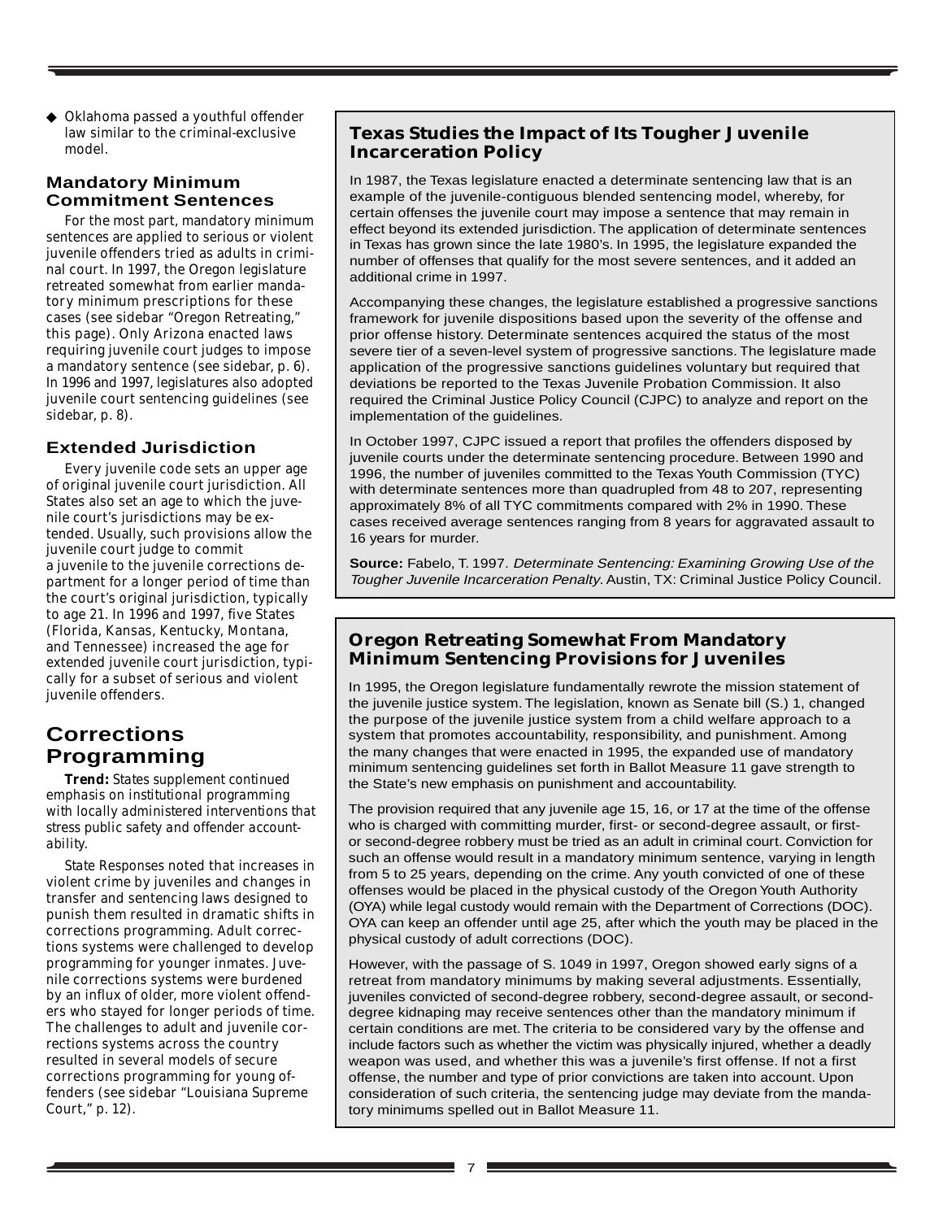- Oklahoma passed a youthful offender law similar to the criminal-exclusive model.

### Mandatory Minimum Commitment Sentences

For the most part, mandatory minimum sentences are applied to serious or violent juvenile offenders tried as adults in criminal court. In 1997, the Oregon legislature retreated somewhat from earlier mandatory minimum prescriptions for these cases (see sidebar "Oregon Retreating," this page). Only Arizona enacted laws requiring juvenile court judges to impose a mandatory sentence (see sidebar, p. 6). In 1996 and 1997, legislatures also adopted juvenile court sentencing guidelines (see sidebar, p. 8).

### Extended Jurisdiction

Every juvenile code sets an upper age of original juvenile court jurisdiction. All States also set an age to which the juvenile court's jurisdictions may be extended. Usually, such provisions allow the juvenile court judge to commit a juvenile to the juvenile corrections department for a longer period of time than the court's original jurisdiction, typically to age 21. In 1996 and 1997, five States (Florida, Kansas, Kentucky, Montana, and Tennessee) increased the age for extended juvenile court jurisdiction, typically for a subset of serious and violent juvenile offenders.

## Corrections Programming

***Trend:*** *States supplement continued emphasis on institutional programming with locally administered interventions that stress public safety and offender accountability.*

State Responses noted that increases in violent crime by juveniles and changes in transfer and sentencing laws designed to punish them resulted in dramatic shifts in corrections programming. Adult corrections systems were challenged to develop programming for younger inmates. Juvenile corrections systems were burdened by an influx of older, more violent offenders who stayed for longer periods of time. The challenges to adult and juvenile corrections systems across the country resulted in several models of secure corrections programming for young offenders (see sidebar "Louisiana Supreme Court," p. 12).

### Texas Studies the Impact of Its Tougher Juvenile Incarceration Policy

In 1987, the Texas legislature enacted a determinate sentencing law that is an example of the juvenile-contiguous blended sentencing model, whereby, for certain offenses the juvenile court may impose a sentence that may remain in effect beyond its extended jurisdiction. The application of determinate sentences in Texas has grown since the late 1980's. In 1995, the legislature expanded the number of offenses that qualify for the most severe sentences, and it added an additional crime in 1997.

Accompanying these changes, the legislature established a progressive sanctions framework for juvenile dispositions based upon the severity of the offense and prior offense history. Determinate sentences acquired the status of the most severe tier of a seven-level system of progressive sanctions. The legislature made application of the progressive sanctions guidelines voluntary but required that deviations be reported to the Texas Juvenile Probation Commission. It also required the Criminal Justice Policy Council (CJPC) to analyze and report on the implementation of the guidelines.

In October 1997, CJPC issued a report that profiles the offenders disposed by juvenile courts under the determinate sentencing procedure. Between 1990 and 1996, the number of juveniles committed to the Texas Youth Commission (TYC) with determinate sentences more than quadrupled from 48 to 207, representing approximately 8% of all TYC commitments compared with 2% in 1990. These cases received average sentences ranging from 8 years for aggravated assault to 16 years for murder.

**Source:** Fabelo, T. 1997. *Determinate Sentencing: Examining Growing Use of the Tougher Juvenile Incarceration Penalty*. Austin, TX: Criminal Justice Policy Council.

### Oregon Retreating Somewhat From Mandatory Minimum Sentencing Provisions for Juveniles

In 1995, the Oregon legislature fundamentally rewrote the mission statement of the juvenile justice system. The legislation, known as Senate bill (S.) 1, changed the purpose of the juvenile justice system from a child welfare approach to a system that promotes accountability, responsibility, and punishment. Among the many changes that were enacted in 1995, the expanded use of mandatory minimum sentencing guidelines set forth in Ballot Measure 11 gave strength to the State's new emphasis on punishment and accountability.

The provision required that any juvenile age 15, 16, or 17 at the time of the offense who is charged with committing murder, first- or second-degree assault, or first- or second-degree robbery must be tried as an adult in criminal court. Conviction for such an offense would result in a mandatory minimum sentence, varying in length from 5 to 25 years, depending on the crime. Any youth convicted of one of these offenses would be placed in the physical custody of the Oregon Youth Authority (OYA) while legal custody would remain with the Department of Corrections (DOC). OYA can keep an offender until age 25, after which the youth may be placed in the physical custody of adult corrections (DOC).

However, with the passage of S. 1049 in 1997, Oregon showed early signs of a retreat from mandatory minimums by making several adjustments. Essentially, juveniles convicted of second-degree robbery, second-degree assault, or second-degree kidnaping may receive sentences other than the mandatory minimum if certain conditions are met. The criteria to be considered vary by the offense and include factors such as whether the victim was physically injured, whether a deadly weapon was used, and whether this was a juvenile's first offense. If not a first offense, the number and type of prior convictions are taken into account. Upon consideration of such criteria, the sentencing judge may deviate from the mandatory minimums spelled out in Ballot Measure 11.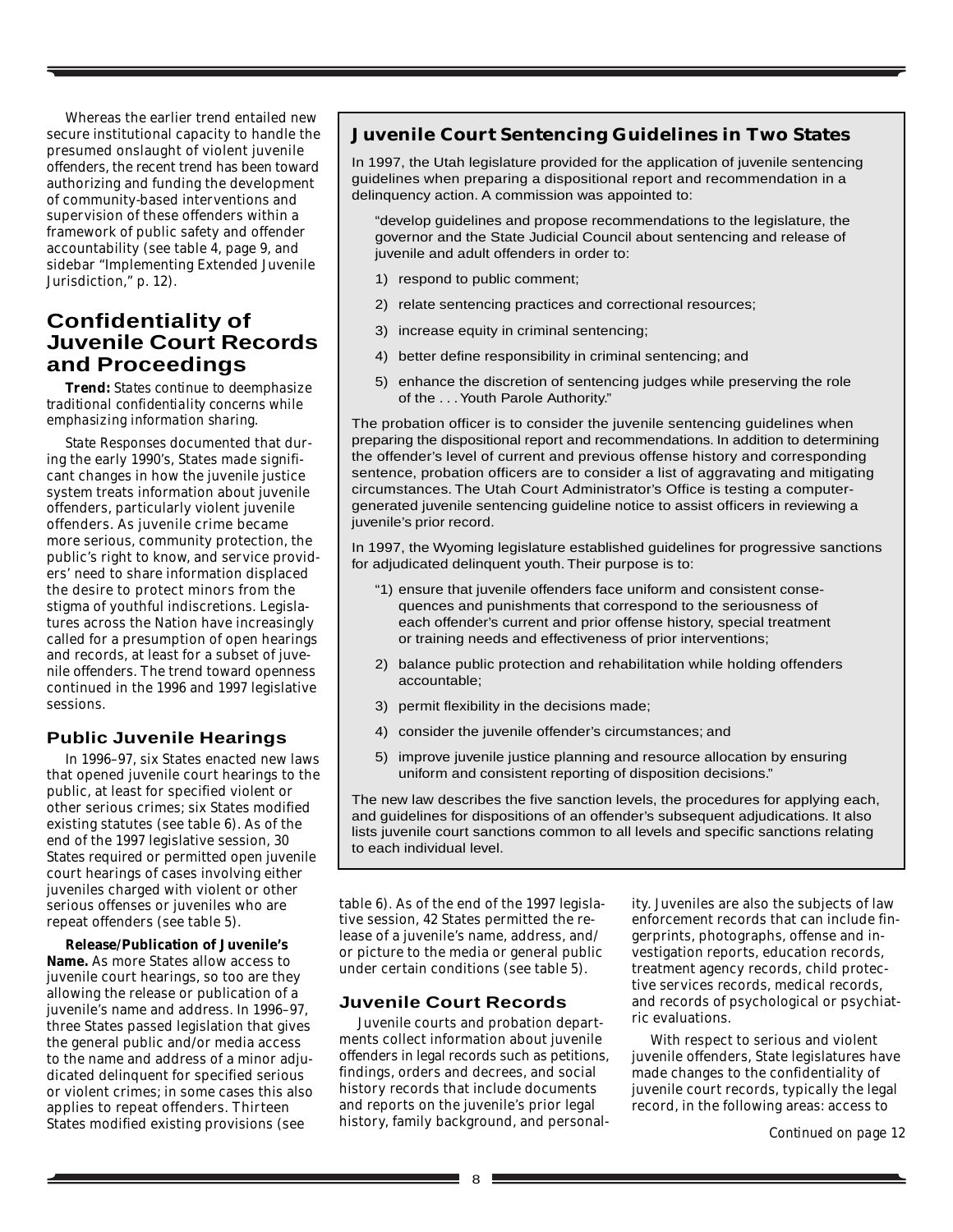Whereas the earlier trend entailed new secure institutional capacity to handle the presumed onslaught of violent juvenile offenders, the recent trend has been toward authorizing and funding the development of community-based interventions and supervision of these offenders within a framework of public safety and offender accountability (see table 4, page 9, and sidebar "Implementing Extended Juvenile Jurisdiction," p. 12).

## Juvenile Court Sentencing Guidelines in Two States

In 1997, the Utah legislature provided for the application of juvenile sentencing guidelines when preparing a dispositional report and recommendation in a delinquency action. A commission was appointed to:

"develop guidelines and propose recommendations to the legislature, the governor and the State Judicial Council about sentencing and release of juvenile and adult offenders in order to:

1) respond to public comment;
2) relate sentencing practices and correctional resources;
3) increase equity in criminal sentencing;
4) better define responsibility in criminal sentencing; and
5) enhance the discretion of sentencing judges while preserving the role of the . . . Youth Parole Authority."

The probation officer is to consider the juvenile sentencing guidelines when preparing the dispositional report and recommendations. In addition to determining the offender's level of current and previous offense history and corresponding sentence, probation officers are to consider a list of aggravating and mitigating circumstances. The Utah Court Administrator's Office is testing a computer-generated juvenile sentencing guideline notice to assist officers in reviewing a juvenile's prior record.

In 1997, the Wyoming legislature established guidelines for progressive sanctions for adjudicated delinquent youth. Their purpose is to:

"1) ensure that juvenile offenders face uniform and consistent consequences and punishments that correspond to the seriousness of each offender's current and prior offense history, special treatment or training needs and effectiveness of prior interventions;
2) balance public protection and rehabilitation while holding offenders accountable;
3) permit flexibility in the decisions made;
4) consider the juvenile offender's circumstances; and
5) improve juvenile justice planning and resource allocation by ensuring uniform and consistent reporting of disposition decisions."

The new law describes the five sanction levels, the procedures for applying each, and guidelines for dispositions of an offender's subsequent adjudications. It also lists juvenile court sanctions common to all levels and specific sanctions relating to each individual level.

## Confidentiality of Juvenile Court Records and Proceedings

**Trend:** *States continue to deemphasize traditional confidentiality concerns while emphasizing information sharing.*

*State Responses* documented that during the early 1990's, States made significant changes in how the juvenile justice system treats information about juvenile offenders, particularly violent juvenile offenders. As juvenile crime became more serious, community protection, the public's right to know, and service providers' need to share information displaced the desire to protect minors from the stigma of youthful indiscretions. Legislatures across the Nation have increasingly called for a presumption of open hearings and records, at least for a subset of juvenile offenders. The trend toward openness continued in the 1996 and 1997 legislative sessions.

### Public Juvenile Hearings

In 1996–97, six States enacted new laws that opened juvenile court hearings to the public, at least for specified violent or other serious crimes; six States modified existing statutes (see table 6). As of the end of the 1997 legislative session, 30 States required or permitted open juvenile court hearings of cases involving either juveniles charged with violent or other serious offenses or juveniles who are repeat offenders (see table 5).

**Release/Publication of Juvenile's Name.** As more States allow access to juvenile court hearings, so too are they allowing the release or publication of a juvenile's name and address. In 1996–97, three States passed legislation that gives the general public and/or media access to the name and address of a minor adjudicated delinquent for specified serious or violent crimes; in some cases this also applies to repeat offenders. Thirteen States modified existing provisions (see table 6). As of the end of the 1997 legislative session, 42 States permitted the release of a juvenile's name, address, and/or picture to the media or general public under certain conditions (see table 5).

### Juvenile Court Records

Juvenile courts and probation departments collect information about juvenile offenders in legal records such as petitions, findings, orders and decrees, and social history records that include documents and reports on the juvenile's prior legal history, family background, and personality. Juveniles are also the subjects of law enforcement records that can include fingerprints, photographs, offense and investigation reports, education records, treatment agency records, child protective services records, medical records, and records of psychological or psychiatric evaluations.

With respect to serious and violent juvenile offenders, State legislatures have made changes to the confidentiality of juvenile court records, typically the legal record, in the following areas: access to

*Continued on page 12*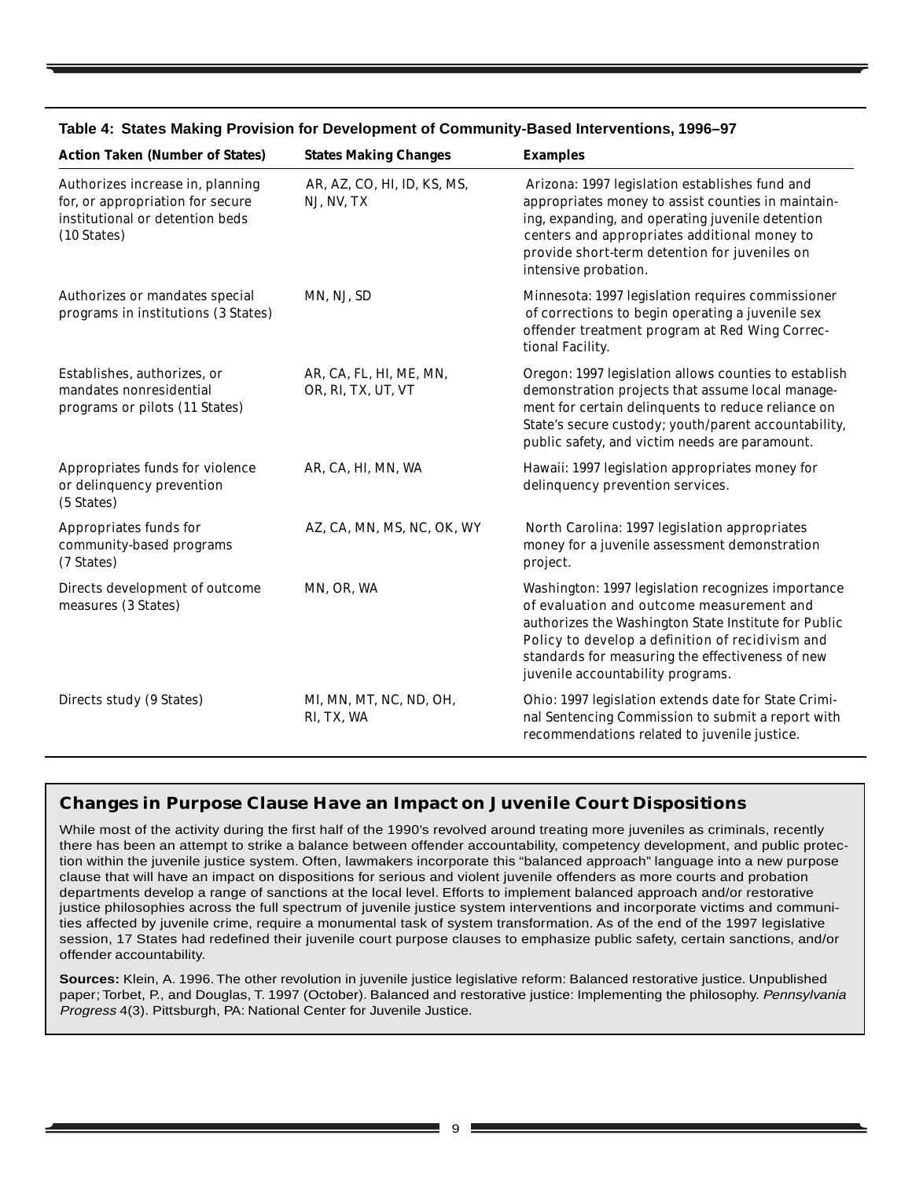**Table 4: States Making Provision for Development of Community-Based Interventions, 1996–97**

| Action Taken (Number of States) | States Making Changes | Examples |
|---|---|---|
| Authorizes increase in, planning for, or appropriation for secure institutional or detention beds (10 States) | AR, AZ, CO, HI, ID, KS, MS, NJ, NV, TX | Arizona: 1997 legislation establishes fund and appropriates money to assist counties in maintaining, expanding, and operating juvenile detention centers and appropriates additional money to provide short-term detention for juveniles on intensive probation. |
| Authorizes or mandates special programs in institutions (3 States) | MN, NJ, SD | Minnesota: 1997 legislation requires commissioner of corrections to begin operating a juvenile sex offender treatment program at Red Wing Correctional Facility. |
| Establishes, authorizes, or mandates nonresidential programs or pilots (11 States) | AR, CA, FL, HI, ME, MN, OR, RI, TX, UT, VT | Oregon: 1997 legislation allows counties to establish demonstration projects that assume local management for certain delinquents to reduce reliance on State's secure custody; youth/parent accountability, public safety, and victim needs are paramount. |
| Appropriates funds for violence or delinquency prevention (5 States) | AR, CA, HI, MN, WA | Hawaii: 1997 legislation appropriates money for delinquency prevention services. |
| Appropriates funds for community-based programs (7 States) | AZ, CA, MN, MS, NC, OK, WY | North Carolina: 1997 legislation appropriates money for a juvenile assessment demonstration project. |
| Directs development of outcome measures (3 States) | MN, OR, WA | Washington: 1997 legislation recognizes importance of evaluation and outcome measurement and authorizes the Washington State Institute for Public Policy to develop a definition of recidivism and standards for measuring the effectiveness of new juvenile accountability programs. |
| Directs study (9 States) | MI, MN, MT, NC, ND, OH, RI, TX, WA | Ohio: 1997 legislation extends date for State Criminal Sentencing Commission to submit a report with recommendations related to juvenile justice. |

## Changes in Purpose Clause Have an Impact on Juvenile Court Dispositions

While most of the activity during the first half of the 1990's revolved around treating more juveniles as criminals, recently there has been an attempt to strike a balance between offender accountability, competency development, and public protection within the juvenile justice system. Often, lawmakers incorporate this "balanced approach" language into a new purpose clause that will have an impact on dispositions for serious and violent juvenile offenders as more courts and probation departments develop a range of sanctions at the local level. Efforts to implement balanced approach and/or restorative justice philosophies across the full spectrum of juvenile justice system interventions and incorporate victims and communities affected by juvenile crime, require a monumental task of system transformation. As of the end of the 1997 legislative session, 17 States had redefined their juvenile court purpose clauses to emphasize public safety, certain sanctions, and/or offender accountability.

**Sources:** Klein, A. 1996. The other revolution in juvenile justice legislative reform: Balanced restorative justice. Unpublished paper; Torbet, P., and Douglas, T. 1997 (October). Balanced and restorative justice: Implementing the philosophy. *Pennsylvania Progress* 4(3). Pittsburgh, PA: National Center for Juvenile Justice.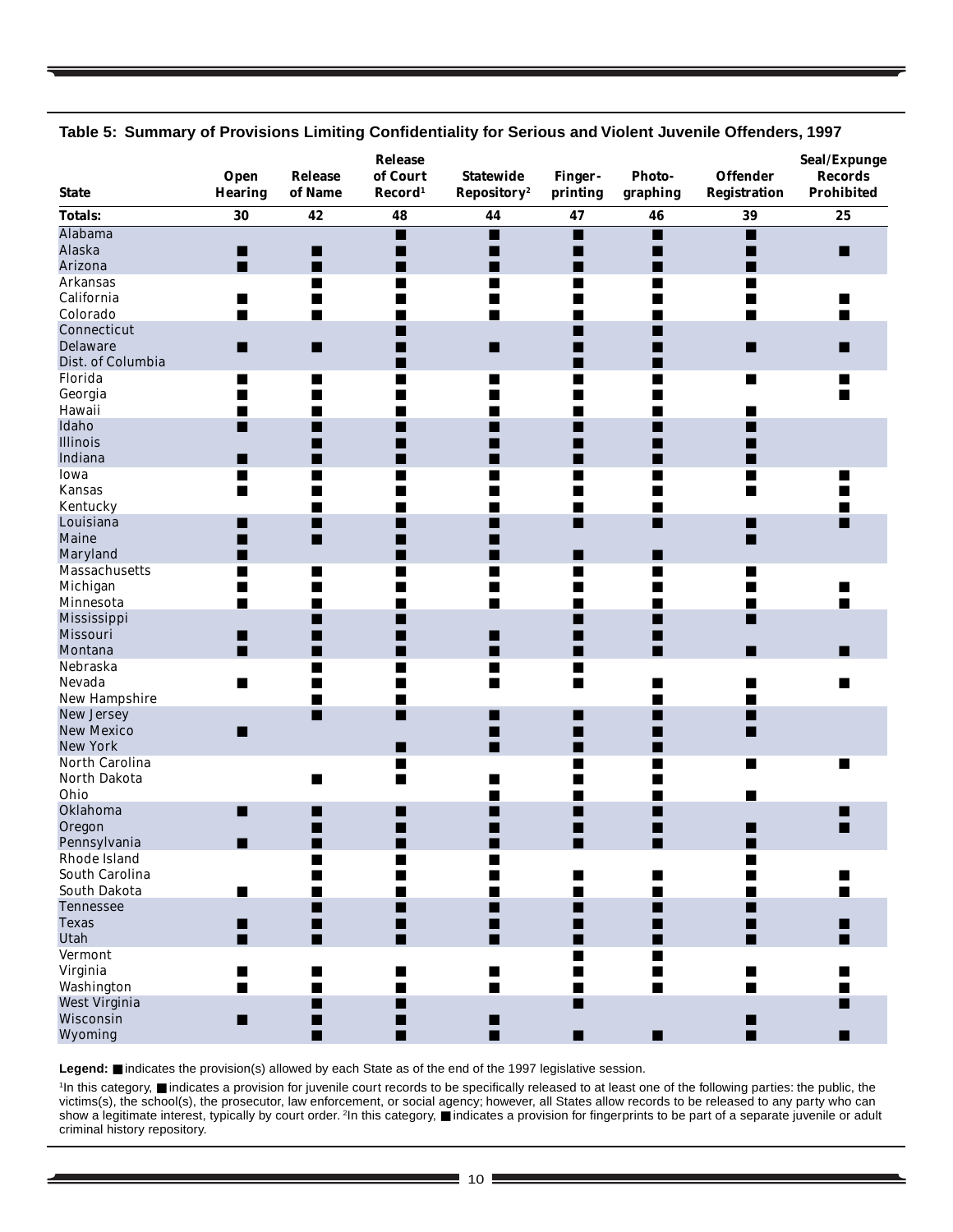**Table 5: Summary of Provisions Limiting Confidentiality for Serious and Violent Juvenile Offenders, 1997**

| State | Open Hearing | Release of Name | Release of Court Record[1] | Statewide Repository[2] | Finger-printing | Photo-graphing | Offender Registration | Seal/Expunge Records Prohibited |
|---|---|---|---|---|---|---|---|---|
| **Totals:** | 30 | 42 | 48 | 44 | 47 | 46 | 39 | 25 |
| Alabama | | | ■ | ■ | ■ | ■ | ■ | |
| Alaska | ■ | ■ | ■ | ■ | ■ | ■ | ■ | ■ |
| Arizona | ■ | ■ | ■ | ■ | ■ | ■ | ■ | |
| Arkansas | | ■ | ■ | ■ | ■ | ■ | ■ | |
| California | ■ | ■ | ■ | ■ | ■ | ■ | ■ | ■ |
| Colorado | ■ | ■ | ■ | ■ | ■ | ■ | ■ | ■ |
| Connecticut | | | ■ | | ■ | ■ | | |
| Delaware | ■ | ■ | ■ | ■ | ■ | ■ | ■ | ■ |
| Dist. of Columbia | | | ■ | | ■ | ■ | | |
| Florida | ■ | ■ | ■ | ■ | ■ | ■ | ■ | ■ |
| Georgia | ■ | ■ | ■ | ■ | ■ | ■ | | ■ |
| Hawaii | ■ | ■ | ■ | ■ | ■ | ■ | ■ | |
| Idaho | ■ | ■ | ■ | ■ | ■ | ■ | ■ | |
| Illinois | | ■ | ■ | ■ | ■ | ■ | ■ | |
| Indiana | ■ | ■ | ■ | ■ | ■ | ■ | ■ | |
| Iowa | ■ | ■ | ■ | ■ | ■ | ■ | ■ | ■ |
| Kansas | ■ | ■ | ■ | ■ | ■ | ■ | ■ | ■ |
| Kentucky | | ■ | ■ | ■ | ■ | ■ | | ■ |
| Louisiana | ■ | ■ | ■ | ■ | ■ | ■ | ■ | ■ |
| Maine | ■ | ■ | ■ | ■ | | | ■ | |
| Maryland | ■ | | ■ | ■ | ■ | ■ | | |
| Massachusetts | ■ | ■ | ■ | ■ | ■ | ■ | ■ | |
| Michigan | ■ | ■ | ■ | ■ | ■ | ■ | ■ | ■ |
| Minnesota | ■ | ■ | ■ | ■ | ■ | ■ | ■ | ■ |
| Mississippi | | ■ | ■ | | ■ | ■ | ■ | |
| Missouri | ■ | ■ | ■ | ■ | ■ | ■ | | |
| Montana | ■ | ■ | ■ | ■ | ■ | ■ | ■ | ■ |
| Nebraska | | ■ | ■ | ■ | ■ | | | |
| Nevada | ■ | ■ | ■ | ■ | ■ | ■ | ■ | ■ |
| New Hampshire | | ■ | ■ | | | ■ | ■ | |
| New Jersey | | ■ | ■ | ■ | ■ | ■ | ■ | |
| New Mexico | ■ | | | ■ | ■ | ■ | ■ | |
| New York | | | ■ | ■ | ■ | ■ | | |
| North Carolina | | | ■ | | ■ | ■ | ■ | ■ |
| North Dakota | | ■ | ■ | ■ | ■ | ■ | | |
| Ohio | | | | ■ | ■ | ■ | ■ | |
| Oklahoma | ■ | ■ | ■ | ■ | ■ | ■ | | ■ |
| Oregon | | ■ | ■ | ■ | ■ | ■ | ■ | ■ |
| Pennsylvania | ■ | ■ | ■ | ■ | ■ | ■ | ■ | |
| Rhode Island | | ■ | ■ | ■ | | | ■ | |
| South Carolina | | ■ | ■ | ■ | ■ | ■ | ■ | ■ |
| South Dakota | ■ | ■ | ■ | ■ | ■ | ■ | ■ | ■ |
| Tennessee | | ■ | ■ | ■ | ■ | ■ | ■ | |
| Texas | ■ | ■ | ■ | ■ | ■ | ■ | ■ | ■ |
| Utah | ■ | ■ | ■ | ■ | ■ | ■ | ■ | ■ |
| Vermont | | | | | ■ | ■ | | |
| Virginia | ■ | ■ | ■ | ■ | ■ | ■ | ■ | ■ |
| Washington | ■ | ■ | ■ | ■ | ■ | ■ | ■ | ■ |
| West Virginia | | ■ | ■ | | ■ | | | ■ |
| Wisconsin | ■ | ■ | ■ | ■ | | | ■ | |
| Wyoming | | ■ | ■ | ■ | ■ | ■ | ■ | ■ |

**Legend:** ■ indicates the provision(s) allowed by each State as of the end of the 1997 legislative session.

[1]In this category, ■ indicates a provision for juvenile court records to be specifically released to at least one of the following parties: the public, the victims(s), the school(s), the prosecutor, law enforcement, or social agency; however, all States allow records to be released to any party who can show a legitimate interest, typically by court order. [2]In this category, ■ indicates a provision for fingerprints to be part of a separate juvenile or adult criminal history repository.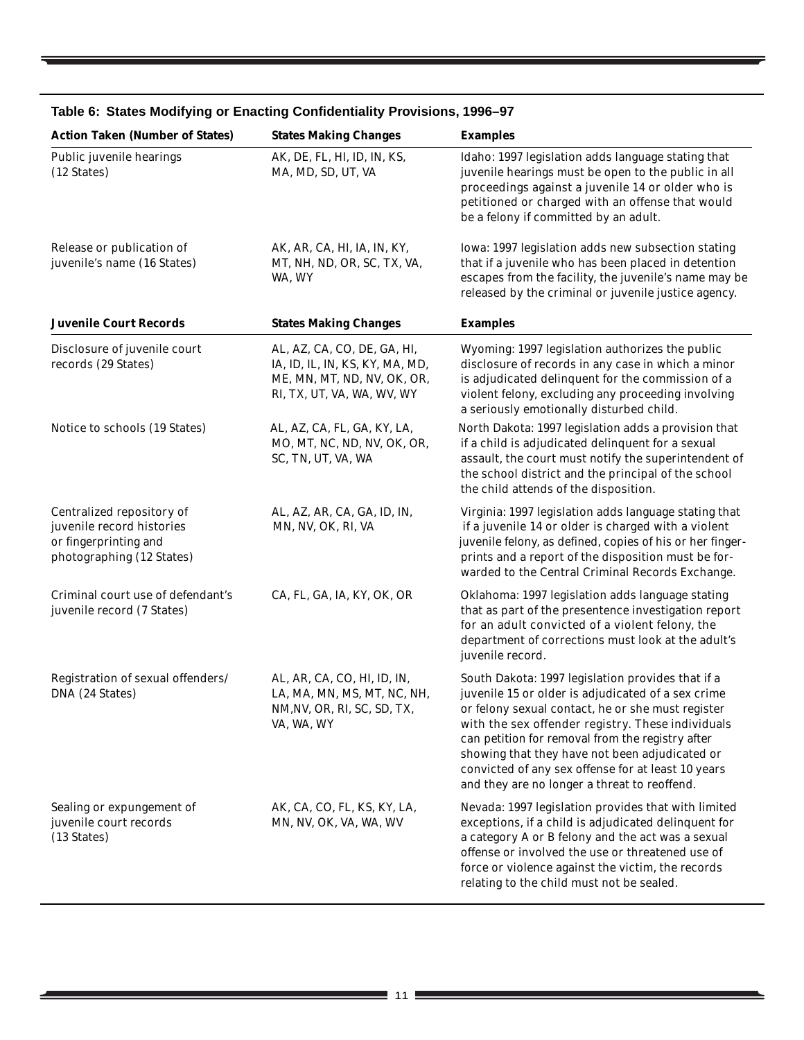**Table 6: States Modifying or Enacting Confidentiality Provisions, 1996–97**

| Action Taken (Number of States) | States Making Changes | Examples |
|---|---|---|
| Public juvenile hearings (12 States) | AK, DE, FL, HI, ID, IN, KS, MA, MD, SD, UT, VA | Idaho: 1997 legislation adds language stating that juvenile hearings must be open to the public in all proceedings against a juvenile 14 or older who is petitioned or charged with an offense that would be a felony if committed by an adult. |
| Release or publication of juvenile's name (16 States) | AK, AR, CA, HI, IA, IN, KY, MT, NH, ND, OR, SC, TX, VA, WA, WY | Iowa: 1997 legislation adds new subsection stating that if a juvenile who has been placed in detention escapes from the facility, the juvenile's name may be released by the criminal or juvenile justice agency. |
| **Juvenile Court Records** | **States Making Changes** | **Examples** |
| Disclosure of juvenile court records (29 States) | AL, AZ, CA, CO, DE, GA, HI, IA, ID, IL, IN, KS, KY, MA, MD, ME, MN, MT, ND, NV, OK, OR, RI, TX, UT, VA, WA, WV, WY | Wyoming: 1997 legislation authorizes the public disclosure of records in any case in which a minor is adjudicated delinquent for the commission of a violent felony, excluding any proceeding involving a seriously emotionally disturbed child. |
| Notice to schools (19 States) | AL, AZ, CA, FL, GA, KY, LA, MO, MT, NC, ND, NV, OK, OR, SC, TN, UT, VA, WA | North Dakota: 1997 legislation adds a provision that if a child is adjudicated delinquent for a sexual assault, the court must notify the superintendent of the school district and the principal of the school the child attends of the disposition. |
| Centralized repository of juvenile record histories or fingerprinting and photographing (12 States) | AL, AZ, AR, CA, GA, ID, IN, MN, NV, OK, RI, VA | Virginia: 1997 legislation adds language stating that if a juvenile 14 or older is charged with a violent juvenile felony, as defined, copies of his or her fingerprints and a report of the disposition must be forwarded to the Central Criminal Records Exchange. |
| Criminal court use of defendant's juvenile record (7 States) | CA, FL, GA, IA, KY, OK, OR | Oklahoma: 1997 legislation adds language stating that as part of the presentence investigation report for an adult convicted of a violent felony, the department of corrections must look at the adult's juvenile record. |
| Registration of sexual offenders/ DNA (24 States) | AL, AR, CA, CO, HI, ID, IN, LA, MA, MN, MS, MT, NC, NH, NM,NV, OR, RI, SC, SD, TX, VA, WA, WY | South Dakota: 1997 legislation provides that if a juvenile 15 or older is adjudicated of a sex crime or felony sexual contact, he or she must register with the sex offender registry. These individuals can petition for removal from the registry after showing that they have not been adjudicated or convicted of any sex offense for at least 10 years and they are no longer a threat to reoffend. |
| Sealing or expungement of juvenile court records (13 States) | AK, CA, CO, FL, KS, KY, LA, MN, NV, OK, VA, WA, WV | Nevada: 1997 legislation provides that with limited exceptions, if a child is adjudicated delinquent for a category A or B felony and the act was a sexual offense or involved the use or threatened use of force or violence against the victim, the records relating to the child must not be sealed. |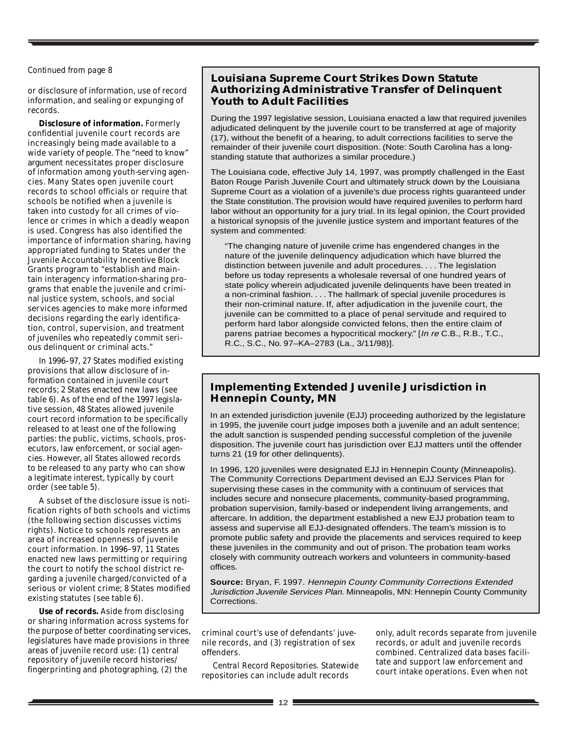*Continued from page 8*

or disclosure of information, use of record information, and sealing or expunging of records.

**Disclosure of information.** Formerly confidential juvenile court records are increasingly being made available to a wide variety of people. The "need to know" argument necessitates proper disclosure of information among youth-serving agencies. Many States open juvenile court records to school officials or require that schools be notified when a juvenile is taken into custody for all crimes of violence or crimes in which a deadly weapon is used. Congress has also identified the importance of information sharing, having appropriated funding to States under the Juvenile Accountability Incentive Block Grants program to "establish and maintain interagency information-sharing programs that enable the juvenile and criminal justice system, schools, and social services agencies to make more informed decisions regarding the early identification, control, supervision, and treatment of juveniles who repeatedly commit serious delinquent or criminal acts."

In 1996–97, 27 States modified existing provisions that allow disclosure of information contained in juvenile court records; 2 States enacted new laws (see table 6). As of the end of the 1997 legislative session, 48 States allowed juvenile court record information to be specifically released to at least one of the following parties: the public, victims, schools, prosecutors, law enforcement, or social agencies. However, all States allowed records to be released to any party who can show a legitimate interest, typically by court order (see table 5).

A subset of the disclosure issue is notification rights of both schools and victims (the following section discusses victims rights). Notice to schools represents an area of increased openness of juvenile court information. In 1996–97, 11 States enacted new laws permitting or requiring the court to notify the school district regarding a juvenile charged/convicted of a serious or violent crime; 8 States modified existing statutes (see table 6).

**Use of records.** Aside from disclosing or sharing information across systems for the purpose of better coordinating services, legislatures have made provisions in three areas of juvenile record use: (1) central repository of juvenile record histories/fingerprinting and photographing, (2) the criminal court's use of defendants' juvenile records, and (3) registration of sex offenders.

*Central Record Repositories.* Statewide repositories can include adult records only, adult records separate from juvenile records, or adult and juvenile records combined. Centralized data bases facilitate and support law enforcement and court intake operations. Even when not

## Louisiana Supreme Court Strikes Down Statute Authorizing Administrative Transfer of Delinquent Youth to Adult Facilities

During the 1997 legislative session, Louisiana enacted a law that required juveniles adjudicated delinquent by the juvenile court to be transferred at age of majority (17), without the benefit of a hearing, to adult corrections facilities to serve the remainder of their juvenile court disposition. (Note: South Carolina has a long-standing statute that authorizes a similar procedure.)

The Louisiana code, effective July 14, 1997, was promptly challenged in the East Baton Rouge Parish Juvenile Court and ultimately struck down by the Louisiana Supreme Court as a violation of a juvenile's due process rights guaranteed under the State constitution. The provision would have required juveniles to perform hard labor without an opportunity for a jury trial. In its legal opinion, the Court provided a historical synopsis of the juvenile justice system and important features of the system and commented:

> "The changing nature of juvenile crime has engendered changes in the nature of the juvenile delinquency adjudication which have blurred the distinction between juvenile and adult procedures. . . . The legislation before us today represents a wholesale reversal of one hundred years of state policy wherein adjudicated juvenile delinquents have been treated in a non-criminal fashion. . . . The hallmark of special juvenile procedures is their non-criminal nature. If, after adjudication in the juvenile court, the juvenile can be committed to a place of penal servitude and required to perform hard labor alongside convicted felons, then the entire claim of parens patriae becomes a hypocritical mockery." [*In re* C.B., R.B., T.C., R.C., S.C., No. 97–KA–2783 (La., 3/11/98)].

## Implementing Extended Juvenile Jurisdiction in Hennepin County, MN

In an extended jurisdiction juvenile (EJJ) proceeding authorized by the legislature in 1995, the juvenile court judge imposes both a juvenile and an adult sentence; the adult sanction is suspended pending successful completion of the juvenile disposition. The juvenile court has jurisdiction over EJJ matters until the offender turns 21 (19 for other delinquents).

In 1996, 120 juveniles were designated EJJ in Hennepin County (Minneapolis). The Community Corrections Department devised an EJJ Services Plan for supervising these cases in the community with a continuum of services that includes secure and nonsecure placements, community-based programming, probation supervision, family-based or independent living arrangements, and aftercare. In addition, the department established a new EJJ probation team to assess and supervise all EJJ-designated offenders. The team's mission is to promote public safety and provide the placements and services required to keep these juveniles in the community and out of prison. The probation team works closely with community outreach workers and volunteers in community-based offices.

**Source:** Bryan, F. 1997. *Hennepin County Community Corrections Extended Jurisdiction Juvenile Services Plan.* Minneapolis, MN: Hennepin County Community Corrections.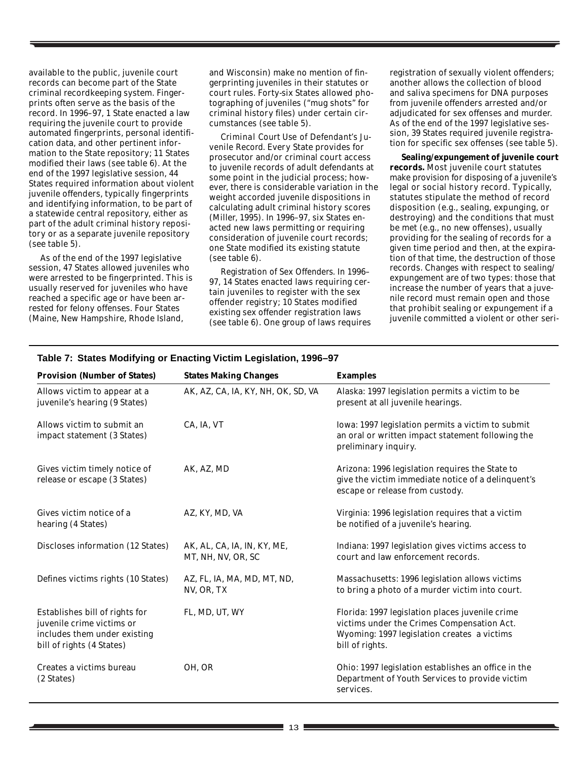available to the public, juvenile court records can become part of the State criminal recordkeeping system. Fingerprints often serve as the basis of the record. In 1996–97, 1 State enacted a law requiring the juvenile court to provide automated fingerprints, personal identification data, and other pertinent information to the State repository; 11 States modified their laws (see table 6). At the end of the 1997 legislative session, 44 States required information about violent juvenile offenders, typically fingerprints and identifying information, to be part of a statewide central repository, either as part of the adult criminal history repository or as a separate juvenile repository (see table 5).

As of the end of the 1997 legislative session, 47 States allowed juveniles who were arrested to be fingerprinted. This is usually reserved for juveniles who have reached a specific age or have been arrested for felony offenses. Four States (Maine, New Hampshire, Rhode Island, and Wisconsin) make no mention of fingerprinting juveniles in their statutes or court rules. Forty-six States allowed photographing of juveniles ("mug shots" for criminal history files) under certain circumstances (see table 5).

*Criminal Court Use of Defendant's Juvenile Record.* Every State provides for prosecutor and/or criminal court access to juvenile records of adult defendants at some point in the judicial process; however, there is considerable variation in the weight accorded juvenile dispositions in calculating adult criminal history scores (Miller, 1995). In 1996–97, six States enacted new laws permitting or requiring consideration of juvenile court records; one State modified its existing statute (see table 6).

*Registration of Sex Offenders.* In 1996–97, 14 States enacted laws requiring certain juveniles to register with the sex offender registry; 10 States modified existing sex offender registration laws (see table 6). One group of laws requires registration of sexually violent offenders; another allows the collection of blood and saliva specimens for DNA purposes from juvenile offenders arrested and/or adjudicated for sex offenses and murder. As of the end of the 1997 legislative session, 39 States required juvenile registration for specific sex offenses (see table 5).

**Sealing/expungement of juvenile court records.** Most juvenile court statutes make provision for disposing of a juvenile's legal or social history record. Typically, statutes stipulate the method of record disposition (e.g., sealing, expunging, or destroying) and the conditions that must be met (e.g., no new offenses), usually providing for the sealing of records for a given time period and then, at the expiration of that time, the destruction of those records. Changes with respect to sealing/expungement are of two types: those that increase the number of years that a juvenile record must remain open and those that prohibit sealing or expungement if a juvenile committed a violent or other seri-

**Table 7: States Modifying or Enacting Victim Legislation, 1996–97**

| Provision (Number of States) | States Making Changes | Examples |
|---|---|---|
| Allows victim to appear at a juvenile's hearing (9 States) | AK, AZ, CA, IA, KY, NH, OK, SD, VA | Alaska: 1997 legislation permits a victim to be present at all juvenile hearings. |
| Allows victim to submit an impact statement (3 States) | CA, IA, VT | Iowa: 1997 legislation permits a victim to submit an oral or written impact statement following the preliminary inquiry. |
| Gives victim timely notice of release or escape (3 States) | AK, AZ, MD | Arizona: 1996 legislation requires the State to give the victim immediate notice of a delinquent's escape or release from custody. |
| Gives victim notice of a hearing (4 States) | AZ, KY, MD, VA | Virginia: 1996 legislation requires that a victim be notified of a juvenile's hearing. |
| Discloses information (12 States) | AK, AL, CA, IA, IN, KY, ME, MT, NH, NV, OR, SC | Indiana: 1997 legislation gives victims access to court and law enforcement records. |
| Defines victims rights (10 States) | AZ, FL, IA, MA, MD, MT, ND, NV, OR, TX | Massachusetts: 1996 legislation allows victims to bring a photo of a murder victim into court. |
| Establishes bill of rights for juvenile crime victims or includes them under existing bill of rights (4 States) | FL, MD, UT, WY | Florida: 1997 legislation places juvenile crime victims under the Crimes Compensation Act. Wyoming: 1997 legislation creates a victims bill of rights. |
| Creates a victims bureau (2 States) | OH, OR | Ohio: 1997 legislation establishes an office in the Department of Youth Services to provide victim services. |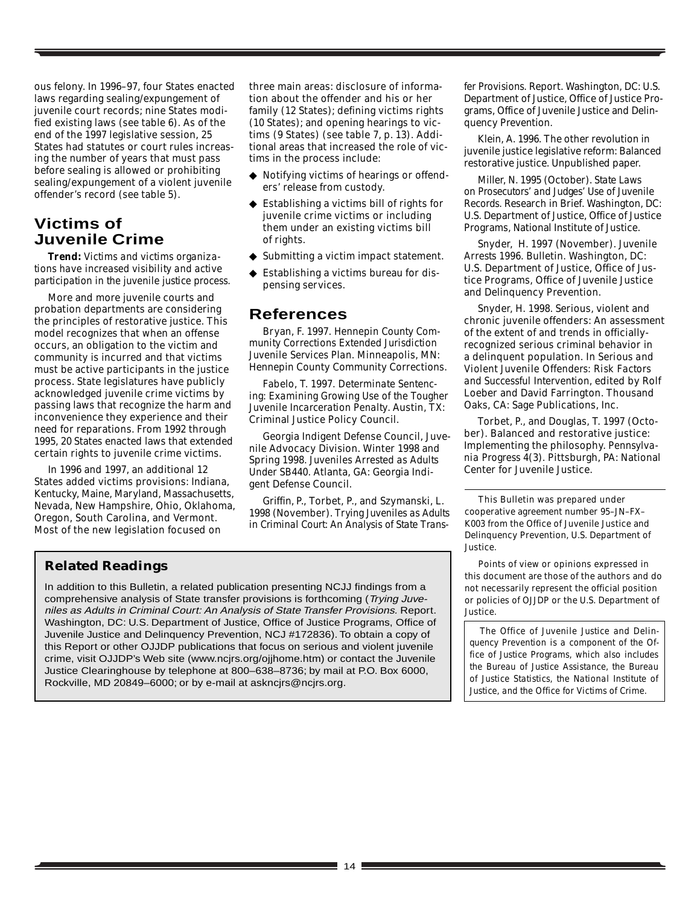ous felony. In 1996–97, four States enacted laws regarding sealing/expungement of juvenile court records; nine States modified existing laws (see table 6). As of the end of the 1997 legislative session, 25 States had statutes or court rules increasing the number of years that must pass before sealing is allowed or prohibiting sealing/expungement of a violent juvenile offender's record (see table 5).

## Victims of Juvenile Crime

**Trend:** *Victims and victims organizations have increased visibility and active participation in the juvenile justice process.*

More and more juvenile courts and probation departments are considering the principles of restorative justice. This model recognizes that when an offense occurs, an obligation to the victim and community is incurred and that victims must be active participants in the justice process. State legislatures have publicly acknowledged juvenile crime victims by passing laws that recognize the harm and inconvenience they experience and their need for reparations. From 1992 through 1995, 20 States enacted laws that extended certain rights to juvenile crime victims.

In 1996 and 1997, an additional 12 States added victims provisions: Indiana, Kentucky, Maine, Maryland, Massachusetts, Nevada, New Hampshire, Ohio, Oklahoma, Oregon, South Carolina, and Vermont. Most of the new legislation focused on three main areas: disclosure of information about the offender and his or her family (12 States); defining victims rights (10 States); and opening hearings to victims (9 States) (see table 7, p. 13). Additional areas that increased the role of victims in the process include:

- Notifying victims of hearings or offenders' release from custody.
- Establishing a victims bill of rights for juvenile crime victims or including them under an existing victims bill of rights.
- Submitting a victim impact statement.
- Establishing a victims bureau for dispensing services.

## References

Bryan, F. 1997. *Hennepin County Community Corrections Extended Jurisdiction Juvenile Services Plan.* Minneapolis, MN: Hennepin County Community Corrections.

Fabelo, T. 1997. *Determinate Sentencing: Examining Growing Use of the Tougher Juvenile Incarceration Penalty.* Austin, TX: Criminal Justice Policy Council.

Georgia Indigent Defense Council, Juvenile Advocacy Division. Winter 1998 and Spring 1998. *Juveniles Arrested as Adults Under SB440.* Atlanta, GA: Georgia Indigent Defense Council.

Griffin, P., Torbet, P., and Szymanski, L. 1998 (November). *Trying Juveniles as Adults in Criminal Court: An Analysis of State Transfer Provisions.* Report. Washington, DC: U.S. Department of Justice, Office of Justice Programs, Office of Juvenile Justice and Delinquency Prevention.

Klein, A. 1996. The other revolution in juvenile justice legislative reform: Balanced restorative justice. Unpublished paper.

Miller, N. 1995 (October). *State Laws on Prosecutors' and Judges' Use of Juvenile Records.* Research in Brief. Washington, DC: U.S. Department of Justice, Office of Justice Programs, National Institute of Justice.

Snyder, H. 1997 (November). *Juvenile Arrests 1996.* Bulletin. Washington, DC: U.S. Department of Justice, Office of Justice Programs, Office of Juvenile Justice and Delinquency Prevention.

Snyder, H. 1998. Serious, violent and chronic juvenile offenders: An assessment of the extent of and trends in officially-recognized serious criminal behavior in a delinquent population. In *Serious and Violent Juvenile Offenders: Risk Factors and Successful Intervention*, edited by Rolf Loeber and David Farrington. Thousand Oaks, CA: Sage Publications, Inc.

Torbet, P., and Douglas, T. 1997 (October). Balanced and restorative justice: Implementing the philosophy. *Pennsylvania Progress* 4(3). Pittsburgh, PA: National Center for Juvenile Justice.

### Related Readings

In addition to this Bulletin, a related publication presenting NCJJ findings from a comprehensive analysis of State transfer provisions is forthcoming (*Trying Juveniles as Adults in Criminal Court: An Analysis of State Transfer Provisions.* Report. Washington, DC: U.S. Department of Justice, Office of Justice Programs, Office of Juvenile Justice and Delinquency Prevention, NCJ #172836). To obtain a copy of this Report or other OJJDP publications that focus on serious and violent juvenile crime, visit OJJDP's Web site (www.ncjrs.org/ojjhome.htm) or contact the Juvenile Justice Clearinghouse by telephone at 800–638–8736; by mail at P.O. Box 6000, Rockville, MD 20849–6000; or by e-mail at askncjrs@ncjrs.org.

---

This Bulletin was prepared under cooperative agreement number 95–JN–FX–K003 from the Office of Juvenile Justice and Delinquency Prevention, U.S. Department of Justice.

Points of view or opinions expressed in this document are those of the authors and do not necessarily represent the official position or policies of OJJDP or the U.S. Department of Justice.

The Office of Juvenile Justice and Delinquency Prevention is a component of the Office of Justice Programs, which also includes the Bureau of Justice Assistance, the Bureau of Justice Statistics, the National Institute of Justice, and the Office for Victims of Crime.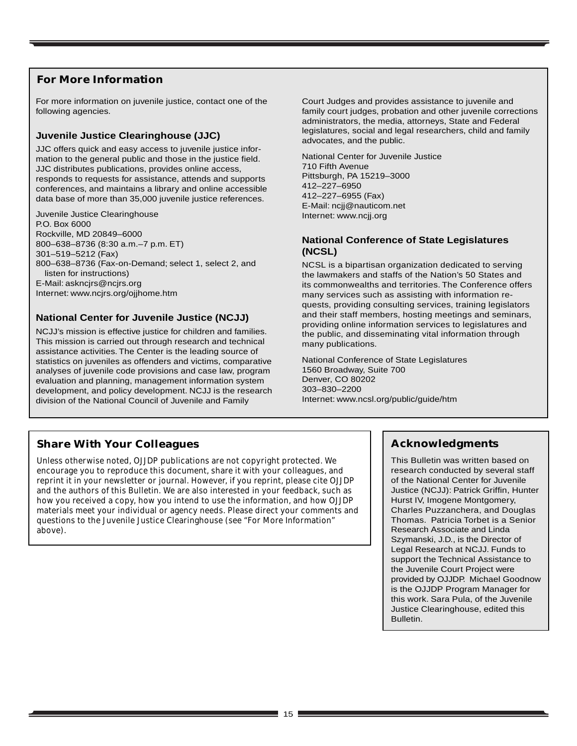## For More Information

For more information on juvenile justice, contact one of the following agencies.

### Juvenile Justice Clearinghouse (JJC)

JJC offers quick and easy access to juvenile justice information to the general public and those in the justice field. JJC distributes publications, provides online access, responds to requests for assistance, attends and supports conferences, and maintains a library and online accessible data base of more than 35,000 juvenile justice references.

Juvenile Justice Clearinghouse
P.O. Box 6000
Rockville, MD 20849–6000
800–638–8736 (8:30 a.m.–7 p.m. ET)
301–519–5212 (Fax)
800–638–8736 (Fax-on-Demand; select 1, select 2, and listen for instructions)
E-Mail: askncjrs@ncjrs.org
Internet: www.ncjrs.org/ojjhome.htm

### National Center for Juvenile Justice (NCJJ)

NCJJ's mission is effective justice for children and families. This mission is carried out through research and technical assistance activities. The Center is the leading source of statistics on juveniles as offenders and victims, comparative analyses of juvenile code provisions and case law, program evaluation and planning, management information system development, and policy development. NCJJ is the research division of the National Council of Juvenile and Family Court Judges and provides assistance to juvenile and family court judges, probation and other juvenile corrections administrators, the media, attorneys, State and Federal legislatures, social and legal researchers, child and family advocates, and the public.

National Center for Juvenile Justice
710 Fifth Avenue
Pittsburgh, PA 15219–3000
412–227–6950
412–227–6955 (Fax)
E-Mail: ncjj@nauticom.net
Internet: www.ncjj.org

### National Conference of State Legislatures (NCSL)

NCSL is a bipartisan organization dedicated to serving the lawmakers and staffs of the Nation's 50 States and its commonwealths and territories. The Conference offers many services such as assisting with information requests, providing consulting services, training legislators and their staff members, hosting meetings and seminars, providing online information services to legislatures and the public, and disseminating vital information through many publications.

National Conference of State Legislatures
1560 Broadway, Suite 700
Denver, CO 80202
303–830–2200
Internet: www.ncsl.org/public/guide/htm

## Share With Your Colleagues

Unless otherwise noted, OJJDP publications are not copyright protected. We encourage you to reproduce this document, share it with your colleagues, and reprint it in your newsletter or journal. However, if you reprint, please cite OJJDP and the authors of this Bulletin. We are also interested in your feedback, such as how you received a copy, how you intend to use the information, and how OJJDP materials meet your individual or agency needs. Please direct your comments and questions to the Juvenile Justice Clearinghouse (see "For More Information" above).

## Acknowledgments

This Bulletin was written based on research conducted by several staff of the National Center for Juvenile Justice (NCJJ): Patrick Griffin, Hunter Hurst IV, Imogene Montgomery, Charles Puzzanchera, and Douglas Thomas. Patricia Torbet is a Senior Research Associate and Linda Szymanski, J.D., is the Director of Legal Research at NCJJ. Funds to support the Technical Assistance to the Juvenile Court Project were provided by OJJDP. Michael Goodnow is the OJJDP Program Manager for this work. Sara Pula, of the Juvenile Justice Clearinghouse, edited this Bulletin.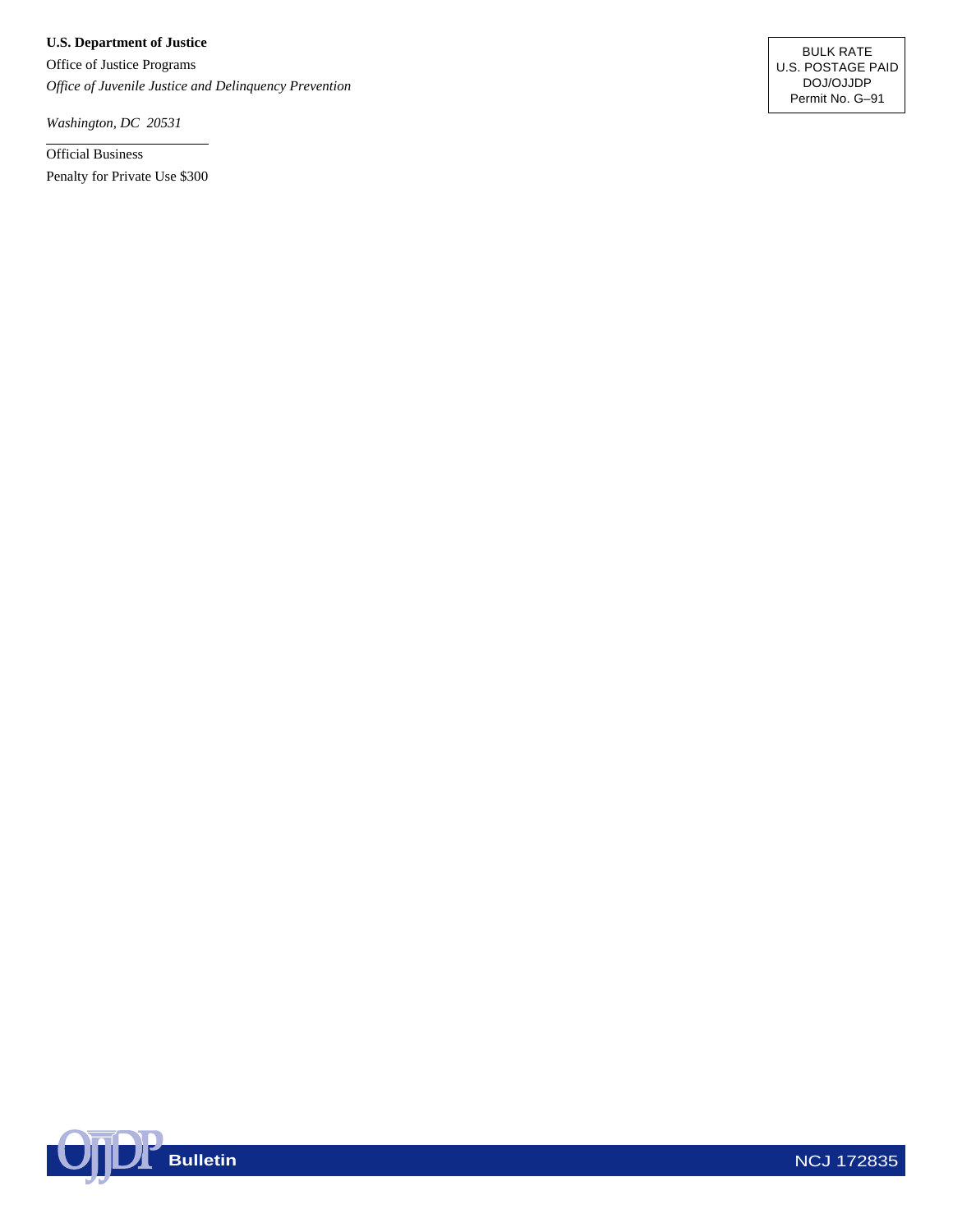**U.S. Department of Justice**

Office of Justice Programs

*Office of Juvenile Justice and Delinquency Prevention*

*Washington, DC 20531*

Official Business

Penalty for Private Use $300

BULK RATE
U.S. POSTAGE PAID
DOJ/OJJDP
Permit No. G–91

OJJDP **Bulletin**

NCJ 172835